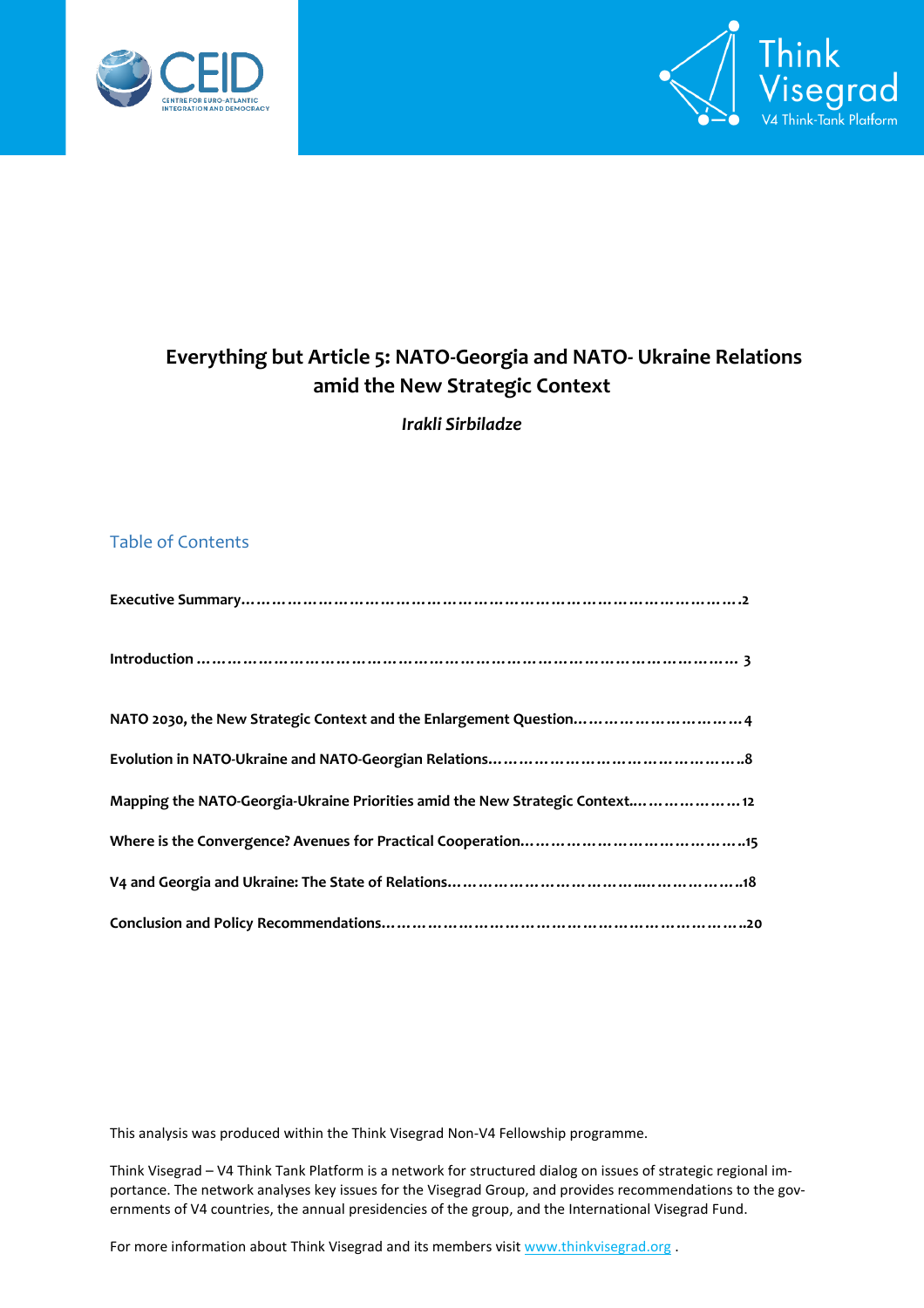# Everything but Article 5: NATO-Georgia and NATO- Ukraine Relations amid the New Strategic Context

***Irakli Sirbiladze***

## Table of Contents

**Executive Summary……………………………………………………………………………………….2**

**Introduction ……………………………………………………………………………………………… 3**

**NATO 2030, the New Strategic Context and the Enlargement Question…………………………… 4**

**Evolution in NATO-Ukraine and NATO-Georgian Relations…………………………………………..8**

**Mapping the NATO-Georgia-Ukraine Priorities amid the New Strategic Context....……………… 12**

**Where is the Convergence? Avenues for Practical Cooperation……………………………………..15**

**V4 and Georgia and Ukraine: The State of Relations…………………………….………………..18**

**Conclusion and Policy Recommendations………………………………………………………………..20**

This analysis was produced within the Think Visegrad Non-V4 Fellowship programme.

Think Visegrad – V4 Think Tank Platform is a network for structured dialog on issues of strategic regional importance. The network analyses key issues for the Visegrad Group, and provides recommendations to the governments of V4 countries, the annual presidencies of the group, and the International Visegrad Fund.

For more information about Think Visegrad and its members visit www.thinkvisegrad.org .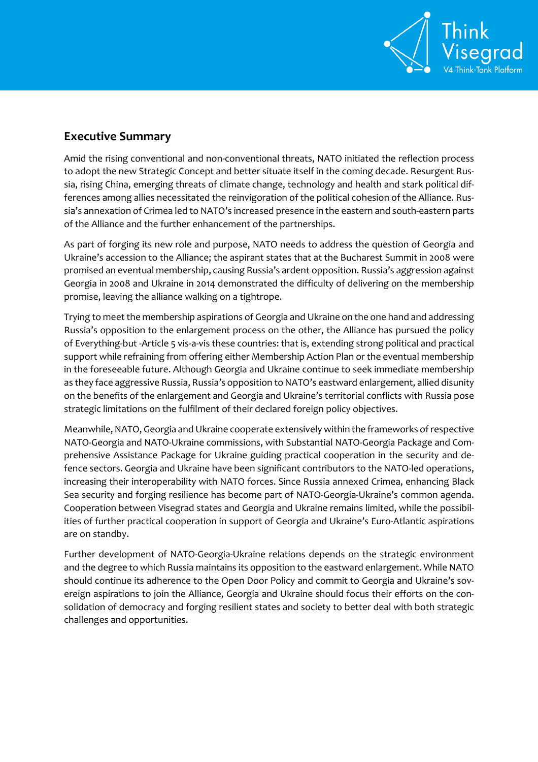## Executive Summary

Amid the rising conventional and non-conventional threats, NATO initiated the reflection process to adopt the new Strategic Concept and better situate itself in the coming decade. Resurgent Russia, rising China, emerging threats of climate change, technology and health and stark political differences among allies necessitated the reinvigoration of the political cohesion of the Alliance. Russia's annexation of Crimea led to NATO's increased presence in the eastern and south-eastern parts of the Alliance and the further enhancement of the partnerships.

As part of forging its new role and purpose, NATO needs to address the question of Georgia and Ukraine's accession to the Alliance; the aspirant states that at the Bucharest Summit in 2008 were promised an eventual membership, causing Russia's ardent opposition. Russia's aggression against Georgia in 2008 and Ukraine in 2014 demonstrated the difficulty of delivering on the membership promise, leaving the alliance walking on a tightrope.

Trying to meet the membership aspirations of Georgia and Ukraine on the one hand and addressing Russia's opposition to the enlargement process on the other, the Alliance has pursued the policy of Everything-but -Article 5 vis-a-vis these countries: that is, extending strong political and practical support while refraining from offering either Membership Action Plan or the eventual membership in the foreseeable future. Although Georgia and Ukraine continue to seek immediate membership as they face aggressive Russia, Russia's opposition to NATO's eastward enlargement, allied disunity on the benefits of the enlargement and Georgia and Ukraine's territorial conflicts with Russia pose strategic limitations on the fulfilment of their declared foreign policy objectives.

Meanwhile, NATO, Georgia and Ukraine cooperate extensively within the frameworks of respective NATO-Georgia and NATO-Ukraine commissions, with Substantial NATO-Georgia Package and Comprehensive Assistance Package for Ukraine guiding practical cooperation in the security and defence sectors. Georgia and Ukraine have been significant contributors to the NATO-led operations, increasing their interoperability with NATO forces. Since Russia annexed Crimea, enhancing Black Sea security and forging resilience has become part of NATO-Georgia-Ukraine's common agenda. Cooperation between Visegrad states and Georgia and Ukraine remains limited, while the possibilities of further practical cooperation in support of Georgia and Ukraine's Euro-Atlantic aspirations are on standby.

Further development of NATO-Georgia-Ukraine relations depends on the strategic environment and the degree to which Russia maintains its opposition to the eastward enlargement. While NATO should continue its adherence to the Open Door Policy and commit to Georgia and Ukraine's sovereign aspirations to join the Alliance, Georgia and Ukraine should focus their efforts on the consolidation of democracy and forging resilient states and society to better deal with both strategic challenges and opportunities.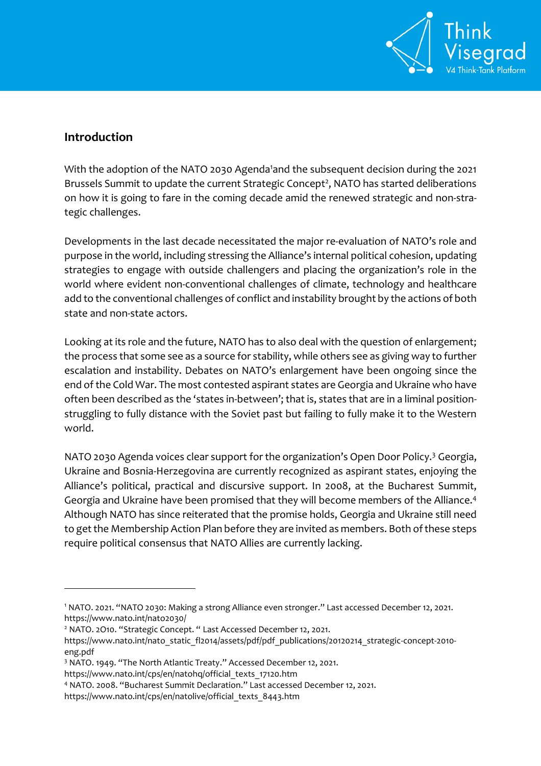## Introduction

With the adoption of the NATO 2030 Agenda[1]and the subsequent decision during the 2021 Brussels Summit to update the current Strategic Concept[2], NATO has started deliberations on how it is going to fare in the coming decade amid the renewed strategic and non-strategic challenges.

Developments in the last decade necessitated the major re-evaluation of NATO's role and purpose in the world, including stressing the Alliance's internal political cohesion, updating strategies to engage with outside challengers and placing the organization's role in the world where evident non-conventional challenges of climate, technology and healthcare add to the conventional challenges of conflict and instability brought by the actions of both state and non-state actors.

Looking at its role and the future, NATO has to also deal with the question of enlargement; the process that some see as a source for stability, while others see as giving way to further escalation and instability. Debates on NATO's enlargement have been ongoing since the end of the Cold War. The most contested aspirant states are Georgia and Ukraine who have often been described as the 'states in-between'; that is, states that are in a liminal position-struggling to fully distance with the Soviet past but failing to fully make it to the Western world.

NATO 2030 Agenda voices clear support for the organization's Open Door Policy.[3] Georgia, Ukraine and Bosnia-Herzegovina are currently recognized as aspirant states, enjoying the Alliance's political, practical and discursive support. In 2008, at the Bucharest Summit, Georgia and Ukraine have been promised that they will become members of the Alliance.[4] Although NATO has since reiterated that the promise holds, Georgia and Ukraine still need to get the Membership Action Plan before they are invited as members. Both of these steps require political consensus that NATO Allies are currently lacking.

---

[1] NATO. 2021. "NATO 2030: Making a strong Alliance even stronger." Last accessed December 12, 2021. https://www.nato.int/nato2030/

[2] NATO. 2010. "Strategic Concept. " Last Accessed December 12, 2021. https://www.nato.int/nato_static_fl2014/assets/pdf/pdf_publications/20120214_strategic-concept-2010-eng.pdf

[3] NATO. 1949. "The North Atlantic Treaty." Accessed December 12, 2021. https://www.nato.int/cps/en/natohq/official_texts_17120.htm

[4] NATO. 2008. "Bucharest Summit Declaration." Last accessed December 12, 2021. https://www.nato.int/cps/en/natolive/official_texts_8443.htm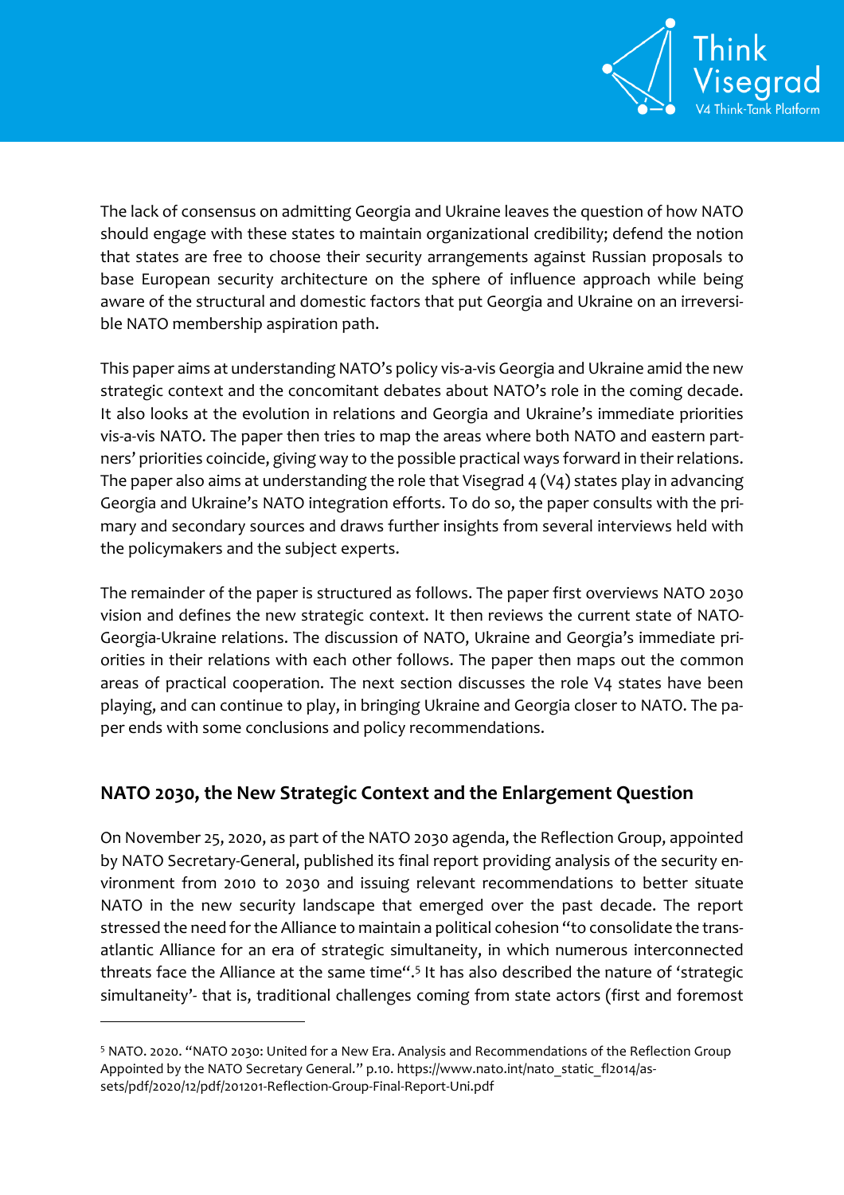The lack of consensus on admitting Georgia and Ukraine leaves the question of how NATO should engage with these states to maintain organizational credibility; defend the notion that states are free to choose their security arrangements against Russian proposals to base European security architecture on the sphere of influence approach while being aware of the structural and domestic factors that put Georgia and Ukraine on an irreversible NATO membership aspiration path.

This paper aims at understanding NATO's policy vis-a-vis Georgia and Ukraine amid the new strategic context and the concomitant debates about NATO's role in the coming decade. It also looks at the evolution in relations and Georgia and Ukraine's immediate priorities vis-a-vis NATO. The paper then tries to map the areas where both NATO and eastern partners' priorities coincide, giving way to the possible practical ways forward in their relations. The paper also aims at understanding the role that Visegrad 4 (V4) states play in advancing Georgia and Ukraine's NATO integration efforts. To do so, the paper consults with the primary and secondary sources and draws further insights from several interviews held with the policymakers and the subject experts.

The remainder of the paper is structured as follows. The paper first overviews NATO 2030 vision and defines the new strategic context. It then reviews the current state of NATO-Georgia-Ukraine relations. The discussion of NATO, Ukraine and Georgia's immediate priorities in their relations with each other follows. The paper then maps out the common areas of practical cooperation. The next section discusses the role V4 states have been playing, and can continue to play, in bringing Ukraine and Georgia closer to NATO. The paper ends with some conclusions and policy recommendations.

## NATO 2030, the New Strategic Context and the Enlargement Question

On November 25, 2020, as part of the NATO 2030 agenda, the Reflection Group, appointed by NATO Secretary-General, published its final report providing analysis of the security environment from 2010 to 2030 and issuing relevant recommendations to better situate NATO in the new security landscape that emerged over the past decade. The report stressed the need for the Alliance to maintain a political cohesion "to consolidate the transatlantic Alliance for an era of strategic simultaneity, in which numerous interconnected threats face the Alliance at the same time".[5] It has also described the nature of 'strategic simultaneity'- that is, traditional challenges coming from state actors (first and foremost

[5] NATO. 2020. "NATO 2030: United for a New Era. Analysis and Recommendations of the Reflection Group Appointed by the NATO Secretary General." p.10. https://www.nato.int/nato_static_fl2014/assets/pdf/2020/12/pdf/201201-Reflection-Group-Final-Report-Uni.pdf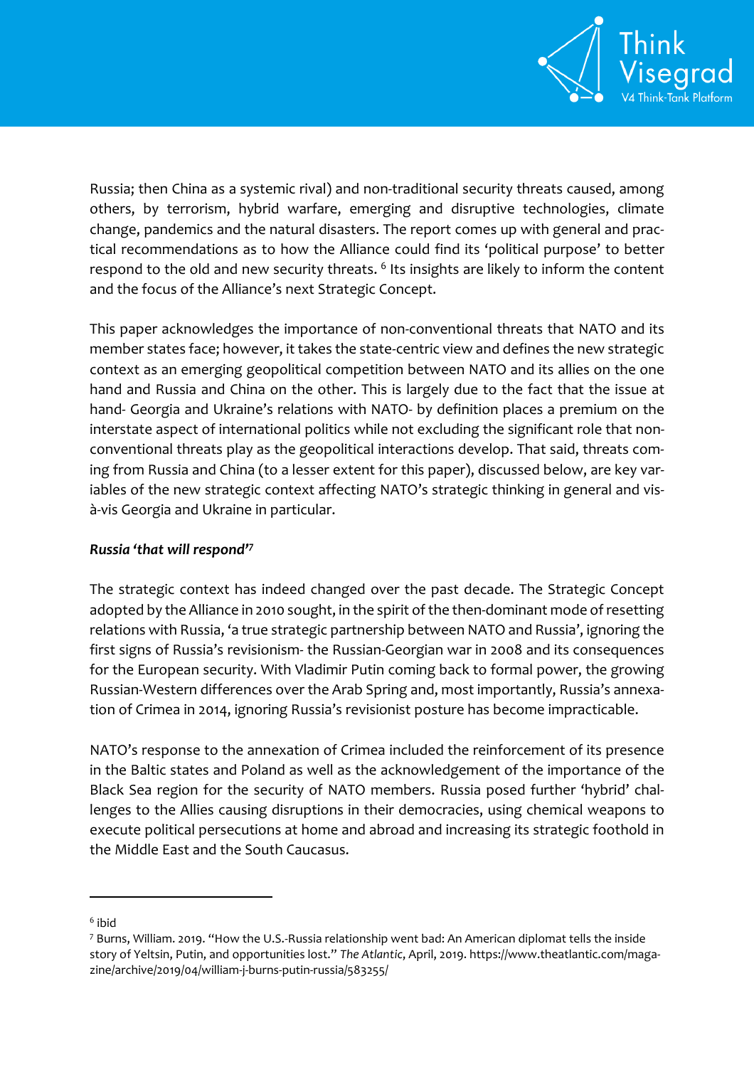Russia; then China as a systemic rival) and non-traditional security threats caused, among others, by terrorism, hybrid warfare, emerging and disruptive technologies, climate change, pandemics and the natural disasters. The report comes up with general and practical recommendations as to how the Alliance could find its 'political purpose' to better respond to the old and new security threats. [6] Its insights are likely to inform the content and the focus of the Alliance's next Strategic Concept.

This paper acknowledges the importance of non-conventional threats that NATO and its member states face; however, it takes the state-centric view and defines the new strategic context as an emerging geopolitical competition between NATO and its allies on the one hand and Russia and China on the other. This is largely due to the fact that the issue at hand- Georgia and Ukraine's relations with NATO- by definition places a premium on the interstate aspect of international politics while not excluding the significant role that non-conventional threats play as the geopolitical interactions develop. That said, threats coming from Russia and China (to a lesser extent for this paper), discussed below, are key variables of the new strategic context affecting NATO's strategic thinking in general and vis-à-vis Georgia and Ukraine in particular.

***Russia 'that will respond'*[7]**

The strategic context has indeed changed over the past decade. The Strategic Concept adopted by the Alliance in 2010 sought, in the spirit of the then-dominant mode of resetting relations with Russia, 'a true strategic partnership between NATO and Russia', ignoring the first signs of Russia's revisionism- the Russian-Georgian war in 2008 and its consequences for the European security. With Vladimir Putin coming back to formal power, the growing Russian-Western differences over the Arab Spring and, most importantly, Russia's annexation of Crimea in 2014, ignoring Russia's revisionist posture has become impracticable.

NATO's response to the annexation of Crimea included the reinforcement of its presence in the Baltic states and Poland as well as the acknowledgement of the importance of the Black Sea region for the security of NATO members. Russia posed further 'hybrid' challenges to the Allies causing disruptions in their democracies, using chemical weapons to execute political persecutions at home and abroad and increasing its strategic foothold in the Middle East and the South Caucasus.

---

[6] ibid

[7] Burns, William. 2019. "How the U.S.-Russia relationship went bad: An American diplomat tells the inside story of Yeltsin, Putin, and opportunities lost." *The Atlantic*, April, 2019. https://www.theatlantic.com/magazine/archive/2019/04/william-j-burns-putin-russia/583255/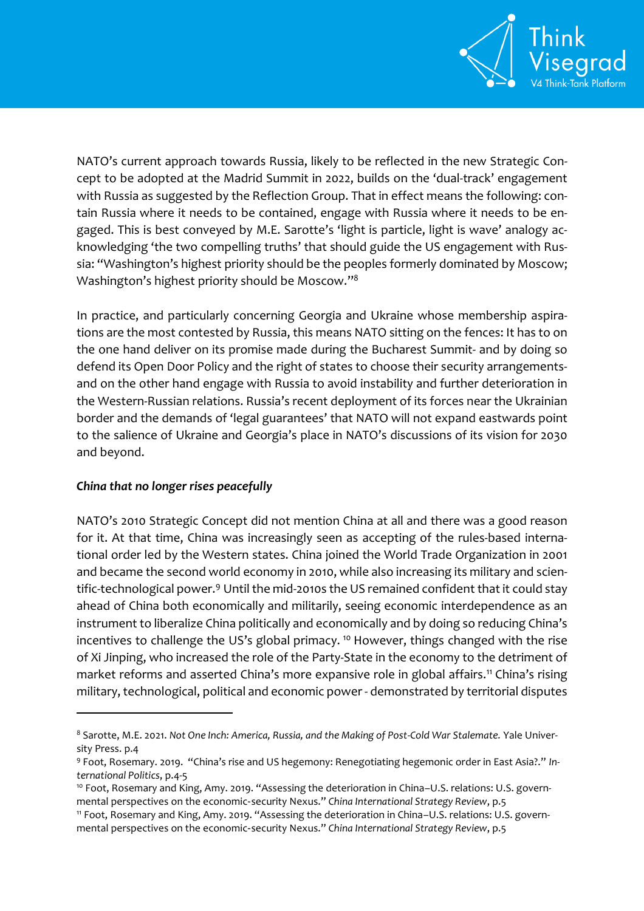NATO's current approach towards Russia, likely to be reflected in the new Strategic Concept to be adopted at the Madrid Summit in 2022, builds on the 'dual-track' engagement with Russia as suggested by the Reflection Group. That in effect means the following: contain Russia where it needs to be contained, engage with Russia where it needs to be engaged. This is best conveyed by M.E. Sarotte's 'light is particle, light is wave' analogy acknowledging 'the two compelling truths' that should guide the US engagement with Russia: "Washington's highest priority should be the peoples formerly dominated by Moscow; Washington's highest priority should be Moscow."[8]

In practice, and particularly concerning Georgia and Ukraine whose membership aspirations are the most contested by Russia, this means NATO sitting on the fences: It has to on the one hand deliver on its promise made during the Bucharest Summit- and by doing so defend its Open Door Policy and the right of states to choose their security arrangements- and on the other hand engage with Russia to avoid instability and further deterioration in the Western-Russian relations. Russia's recent deployment of its forces near the Ukrainian border and the demands of 'legal guarantees' that NATO will not expand eastwards point to the salience of Ukraine and Georgia's place in NATO's discussions of its vision for 2030 and beyond.

***China that no longer rises peacefully***

NATO's 2010 Strategic Concept did not mention China at all and there was a good reason for it. At that time, China was increasingly seen as accepting of the rules-based international order led by the Western states. China joined the World Trade Organization in 2001 and became the second world economy in 2010, while also increasing its military and scientific-technological power.[9] Until the mid-2010s the US remained confident that it could stay ahead of China both economically and militarily, seeing economic interdependence as an instrument to liberalize China politically and economically and by doing so reducing China's incentives to challenge the US's global primacy.[10] However, things changed with the rise of Xi Jinping, who increased the role of the Party-State in the economy to the detriment of market reforms and asserted China's more expansive role in global affairs.[11] China's rising military, technological, political and economic power - demonstrated by territorial disputes

---

[8] Sarotte, M.E. 2021. *Not One Inch: America, Russia, and the Making of Post-Cold War Stalemate.* Yale University Press. p.4

[9] Foot, Rosemary. 2019. "China's rise and US hegemony: Renegotiating hegemonic order in East Asia?." *International Politics*, p.4-5

[10] Foot, Rosemary and King, Amy. 2019. "Assessing the deterioration in China–U.S. relations: U.S. governmental perspectives on the economic-security Nexus." *China International Strategy Review*, p.5

[11] Foot, Rosemary and King, Amy. 2019. "Assessing the deterioration in China–U.S. relations: U.S. governmental perspectives on the economic-security Nexus." *China International Strategy Review*, p.5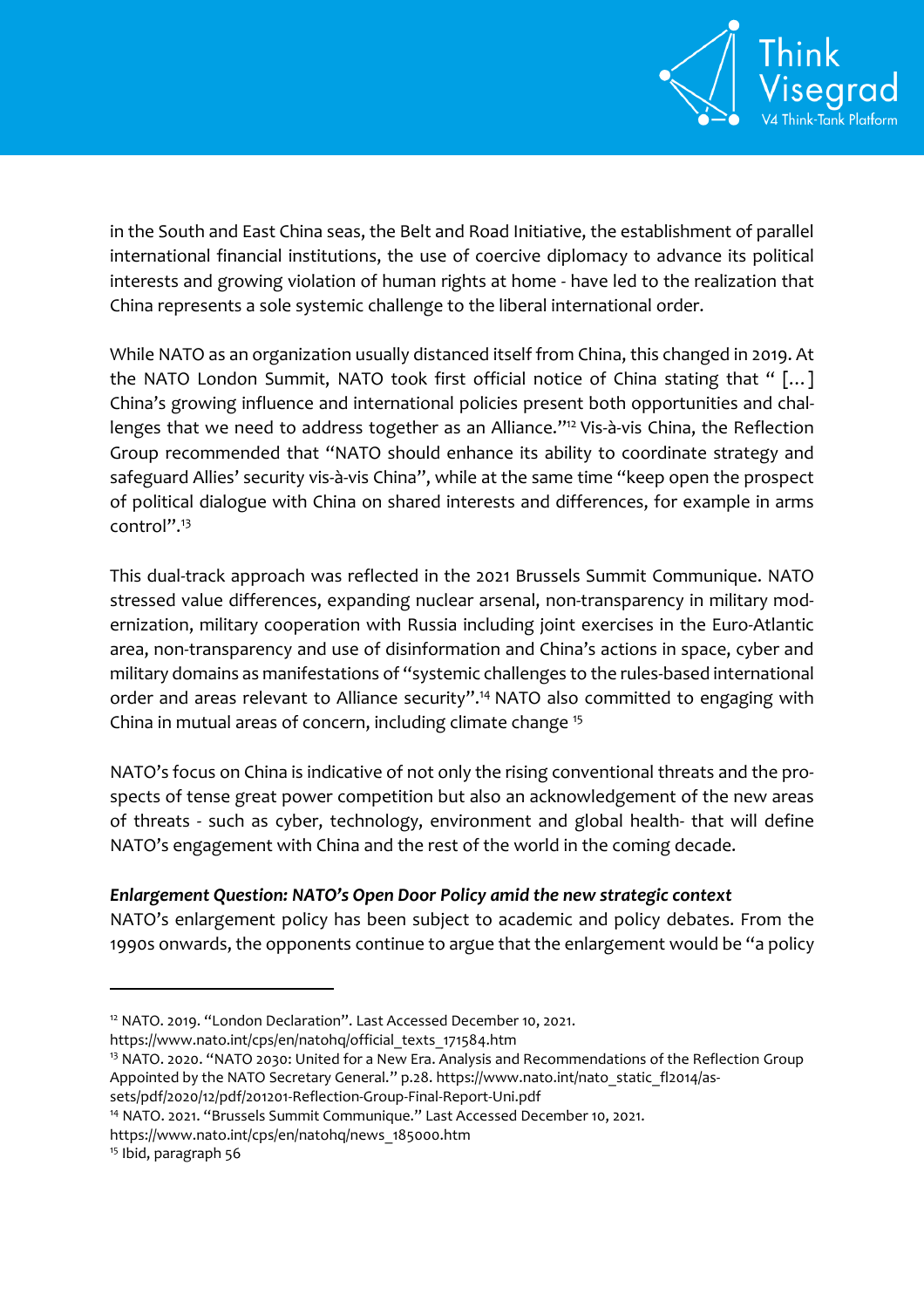in the South and East China seas, the Belt and Road Initiative, the establishment of parallel international financial institutions, the use of coercive diplomacy to advance its political interests and growing violation of human rights at home - have led to the realization that China represents a sole systemic challenge to the liberal international order.

While NATO as an organization usually distanced itself from China, this changed in 2019. At the NATO London Summit, NATO took first official notice of China stating that " […] China's growing influence and international policies present both opportunities and challenges that we need to address together as an Alliance."[12] Vis-à-vis China, the Reflection Group recommended that "NATO should enhance its ability to coordinate strategy and safeguard Allies' security vis-à-vis China", while at the same time "keep open the prospect of political dialogue with China on shared interests and differences, for example in arms control".[13]

This dual-track approach was reflected in the 2021 Brussels Summit Communique. NATO stressed value differences, expanding nuclear arsenal, non-transparency in military modernization, military cooperation with Russia including joint exercises in the Euro-Atlantic area, non-transparency and use of disinformation and China's actions in space, cyber and military domains as manifestations of "systemic challenges to the rules-based international order and areas relevant to Alliance security".[14] NATO also committed to engaging with China in mutual areas of concern, including climate change [15]

NATO's focus on China is indicative of not only the rising conventional threats and the prospects of tense great power competition but also an acknowledgement of the new areas of threats - such as cyber, technology, environment and global health- that will define NATO's engagement with China and the rest of the world in the coming decade.

***Enlargement Question: NATO's Open Door Policy amid the new strategic context***

NATO's enlargement policy has been subject to academic and policy debates. From the 1990s onwards, the opponents continue to argue that the enlargement would be "a policy

---

[12] NATO. 2019. "London Declaration". Last Accessed December 10, 2021. https://www.nato.int/cps/en/natohq/official_texts_171584.htm

[13] NATO. 2020. "NATO 2030: United for a New Era. Analysis and Recommendations of the Reflection Group Appointed by the NATO Secretary General." p.28. https://www.nato.int/nato_static_fl2014/assets/pdf/2020/12/pdf/201201-Reflection-Group-Final-Report-Uni.pdf

[14] NATO. 2021. "Brussels Summit Communique." Last Accessed December 10, 2021. https://www.nato.int/cps/en/natohq/news_185000.htm

[15] Ibid, paragraph 56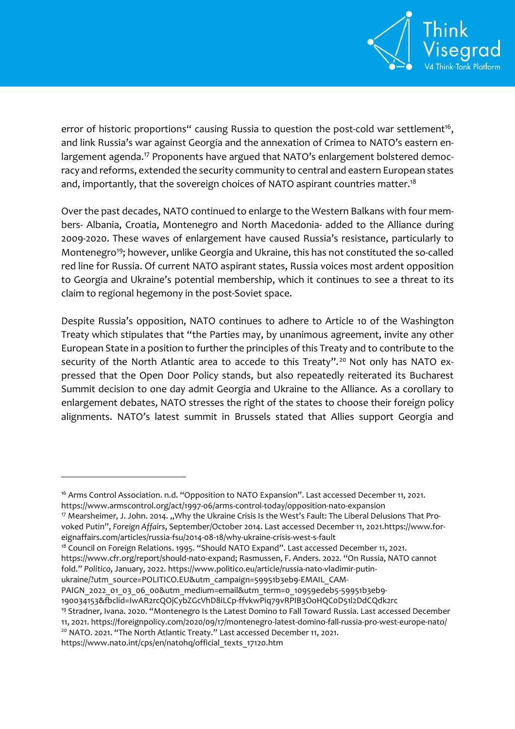error of historic proportions" causing Russia to question the post-cold war settlement[16], and link Russia's war against Georgia and the annexation of Crimea to NATO's eastern enlargement agenda.[17] Proponents have argued that NATO's enlargement bolstered deomcracy and reforms, extended the security community to central and eastern European states and, importantly, that the sovereign choices of NATO aspirant countries matter.[18]

Over the past decades, NATO continued to enlarge to the Western Balkans with four members- Albania, Croatia, Montenegro and North Macedonia- added to the Alliance during 2009-2020. These waves of enlargement have caused Russia's resistance, particularly to Montenegro[19]; however, unlike Georgia and Ukraine, this has not constituted the so-called red line for Russia. Of current NATO aspirant states, Russia voices most ardent opposition to Georgia and Ukraine's potential membership, which it continues to see a threat to its claim to regional hegemony in the post-Soviet space.

Despite Russia's opposition, NATO continues to adhere to Article 10 of the Washington Treaty which stipulates that "the Parties may, by unanimous agreement, invite any other European State in a position to further the principles of this Treaty and to contribute to the security of the North Atlantic area to accede to this Treaty".[20] Not only has NATO expressed that the Open Door Policy stands, but also repeatedly reiterated its Bucharest Summit decision to one day admit Georgia and Ukraine to the Alliance. As a corollary to enlargement debates, NATO stresses the right of the states to choose their foreign policy alignments. NATO's latest summit in Brussels stated that Allies support Georgia and

---

[16] Arms Control Association. n.d. "Opposition to NATO Expansion". Last accessed December 11, 2021. https://www.armscontrol.org/act/1997-06/arms-control-today/opposition-nato-expansion

[17] Mearsheimer, J. John. 2014. „Why the Ukraine Crisis Is the West's Fault: The Liberal Delusions That Provoked Putin", *Foreign Affairs*, September/October 2014. Last accessed December 11, 2021.https://www.foreignaffairs.com/articles/russia-fsu/2014-08-18/why-ukraine-crisis-west-s-fault

[18] Council on Foreign Relations. 1995. "Should NATO Expand". Last accessed December 11, 2021. https://www.cfr.org/report/should-nato-expand; Rasmussen, F. Anders. 2022. "On Russia, NATO cannot fold." *Politico*, January, 2022. https://www.politico.eu/article/russia-nato-vladimir-putin-ukraine/?utm_source=POLITICO.EU&utm_campaign=59951b3eb9-EMAIL_CAMPAIGN_2022_01_03_06_00&utm_medium=email&utm_term=0_10959edeb5-59951b3eb9-190034153&fbclid=IwAR2rcQOjCybZGcVhD8iLCp-ffvkwPiq79vRPIB3OoHQCoD51l2DdCQdk2rc

[19] Stradner, Ivana. 2020. "Montenegro Is the Latest Domino to Fall Toward Russia. Last accessed December 11, 2021. https://foreignpolicy.com/2020/09/17/montenegro-latest-domino-fall-russia-pro-west-europe-nato/

[20] NATO. 2021. "The North Atlantic Treaty." Last accessed December 11, 2021. https://www.nato.int/cps/en/natohq/official_texts_17120.htm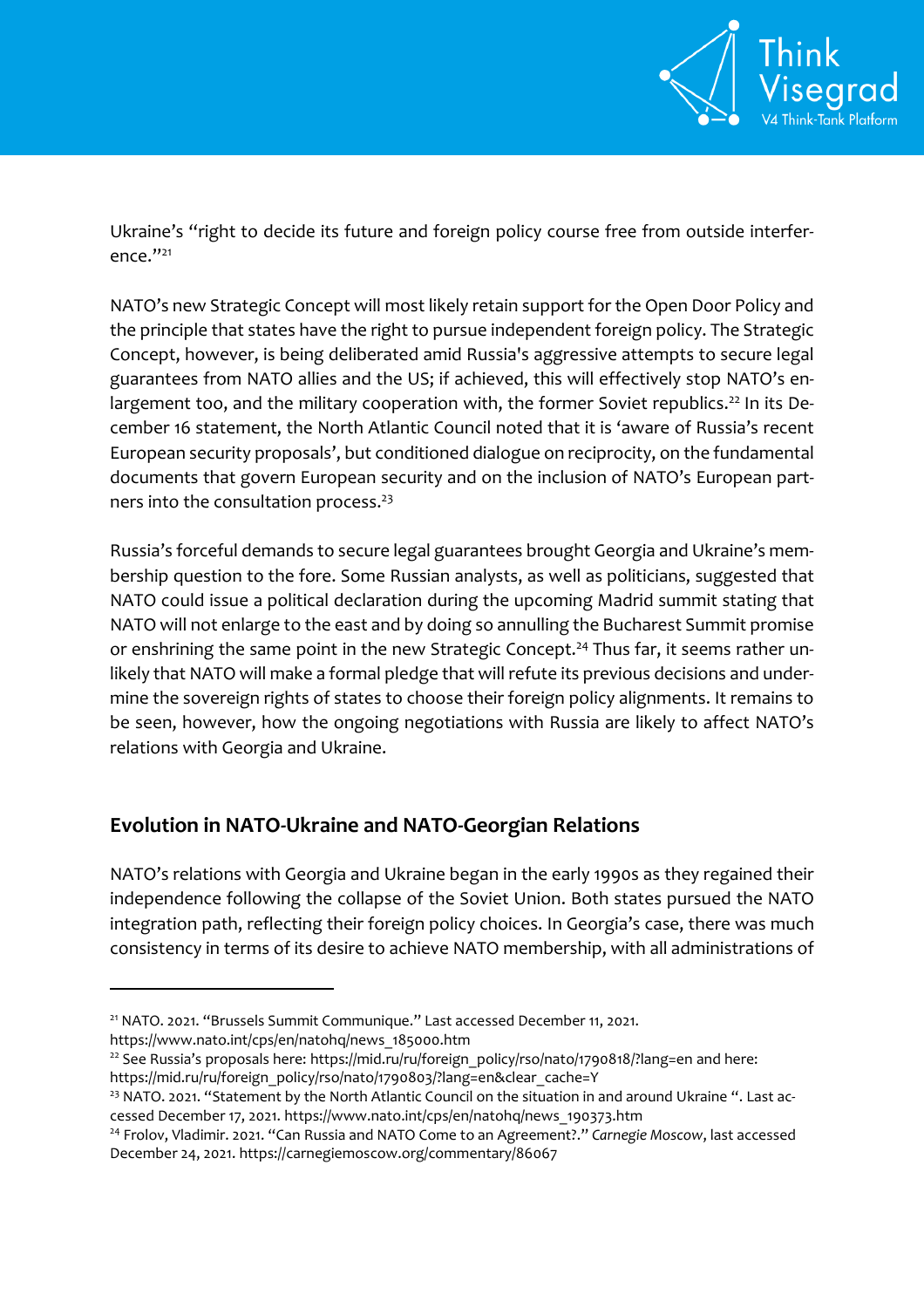Ukraine's "right to decide its future and foreign policy course free from outside interference."[21]

NATO's new Strategic Concept will most likely retain support for the Open Door Policy and the principle that states have the right to pursue independent foreign policy. The Strategic Concept, however, is being deliberated amid Russia's aggressive attempts to secure legal guarantees from NATO allies and the US; if achieved, this will effectively stop NATO's enlargement too, and the military cooperation with, the former Soviet republics.[22] In its December 16 statement, the North Atlantic Council noted that it is 'aware of Russia's recent European security proposals', but conditioned dialogue on reciprocity, on the fundamental documents that govern European security and on the inclusion of NATO's European partners into the consultation process.[23]

Russia's forceful demands to secure legal guarantees brought Georgia and Ukraine's membership question to the fore. Some Russian analysts, as well as politicians, suggested that NATO could issue a political declaration during the upcoming Madrid summit stating that NATO will not enlarge to the east and by doing so annulling the Bucharest Summit promise or enshrining the same point in the new Strategic Concept.[24] Thus far, it seems rather unlikely that NATO will make a formal pledge that will refute its previous decisions and undermine the sovereign rights of states to choose their foreign policy alignments. It remains to be seen, however, how the ongoing negotiations with Russia are likely to affect NATO's relations with Georgia and Ukraine.

## Evolution in NATO-Ukraine and NATO-Georgian Relations

NATO's relations with Georgia and Ukraine began in the early 1990s as they regained their independence following the collapse of the Soviet Union. Both states pursued the NATO integration path, reflecting their foreign policy choices. In Georgia's case, there was much consistency in terms of its desire to achieve NATO membership, with all administrations of

---

[21] NATO. 2021. "Brussels Summit Communique." Last accessed December 11, 2021. https://www.nato.int/cps/en/natohq/news_185000.htm

[22] See Russia's proposals here: https://mid.ru/ru/foreign_policy/rso/nato/1790818/?lang=en and here: https://mid.ru/ru/foreign_policy/rso/nato/1790803/?lang=en&clear_cache=Y

[23] NATO. 2021. "Statement by the North Atlantic Council on the situation in and around Ukraine ". Last accessed December 17, 2021. https://www.nato.int/cps/en/natohq/news_190373.htm

[24] Frolov, Vladimir. 2021. "Can Russia and NATO Come to an Agreement?." *Carnegie Moscow*, last accessed December 24, 2021. https://carnegiemoscow.org/commentary/86067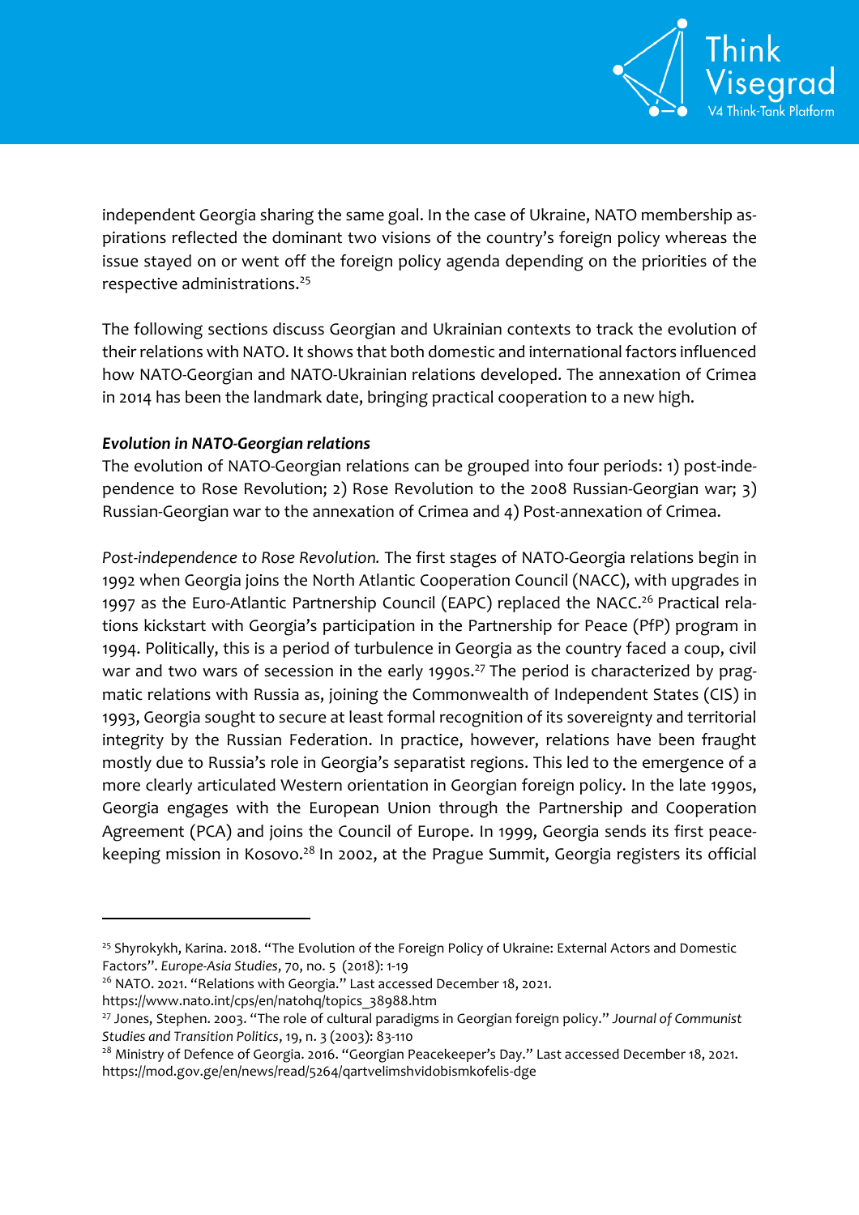independent Georgia sharing the same goal. In the case of Ukraine, NATO membership aspirations reflected the dominant two visions of the country's foreign policy whereas the issue stayed on or went off the foreign policy agenda depending on the priorities of the respective administrations.[25]

The following sections discuss Georgian and Ukrainian contexts to track the evolution of their relations with NATO. It shows that both domestic and international factors influenced how NATO-Georgian and NATO-Ukrainian relations developed. The annexation of Crimea in 2014 has been the landmark date, bringing practical cooperation to a new high.

***Evolution in NATO-Georgian relations***

The evolution of NATO-Georgian relations can be grouped into four periods: 1) post-independence to Rose Revolution; 2) Rose Revolution to the 2008 Russian-Georgian war; 3) Russian-Georgian war to the annexation of Crimea and 4) Post-annexation of Crimea.

*Post-independence to Rose Revolution.* The first stages of NATO-Georgia relations begin in 1992 when Georgia joins the North Atlantic Cooperation Council (NACC), with upgrades in 1997 as the Euro-Atlantic Partnership Council (EAPC) replaced the NACC.[26] Practical relations kickstart with Georgia's participation in the Partnership for Peace (PfP) program in 1994. Politically, this is a period of turbulence in Georgia as the country faced a coup, civil war and two wars of secession in the early 1990s.[27] The period is characterized by pragmatic relations with Russia as, joining the Commonwealth of Independent States (CIS) in 1993, Georgia sought to secure at least formal recognition of its sovereignty and territorial integrity by the Russian Federation. In practice, however, relations have been fraught mostly due to Russia's role in Georgia's separatist regions. This led to the emergence of a more clearly articulated Western orientation in Georgian foreign policy. In the late 1990s, Georgia engages with the European Union through the Partnership and Cooperation Agreement (PCA) and joins the Council of Europe. In 1999, Georgia sends its first peacekeeping mission in Kosovo.[28] In 2002, at the Prague Summit, Georgia registers its official

---

[25] Shyrokykh, Karina. 2018. "The Evolution of the Foreign Policy of Ukraine: External Actors and Domestic Factors". *Europe-Asia Studies*, 70, no. 5 (2018): 1-19

[26] NATO. 2021. "Relations with Georgia." Last accessed December 18, 2021. https://www.nato.int/cps/en/natohq/topics_38988.htm

[27] Jones, Stephen. 2003. "The role of cultural paradigms in Georgian foreign policy." *Journal of Communist Studies and Transition Politics*, 19, n. 3 (2003): 83-110

[28] Ministry of Defence of Georgia. 2016. "Georgian Peacekeeper's Day." Last accessed December 18, 2021. https://mod.gov.ge/en/news/read/5264/qartvelimshvidobismkofelis-dge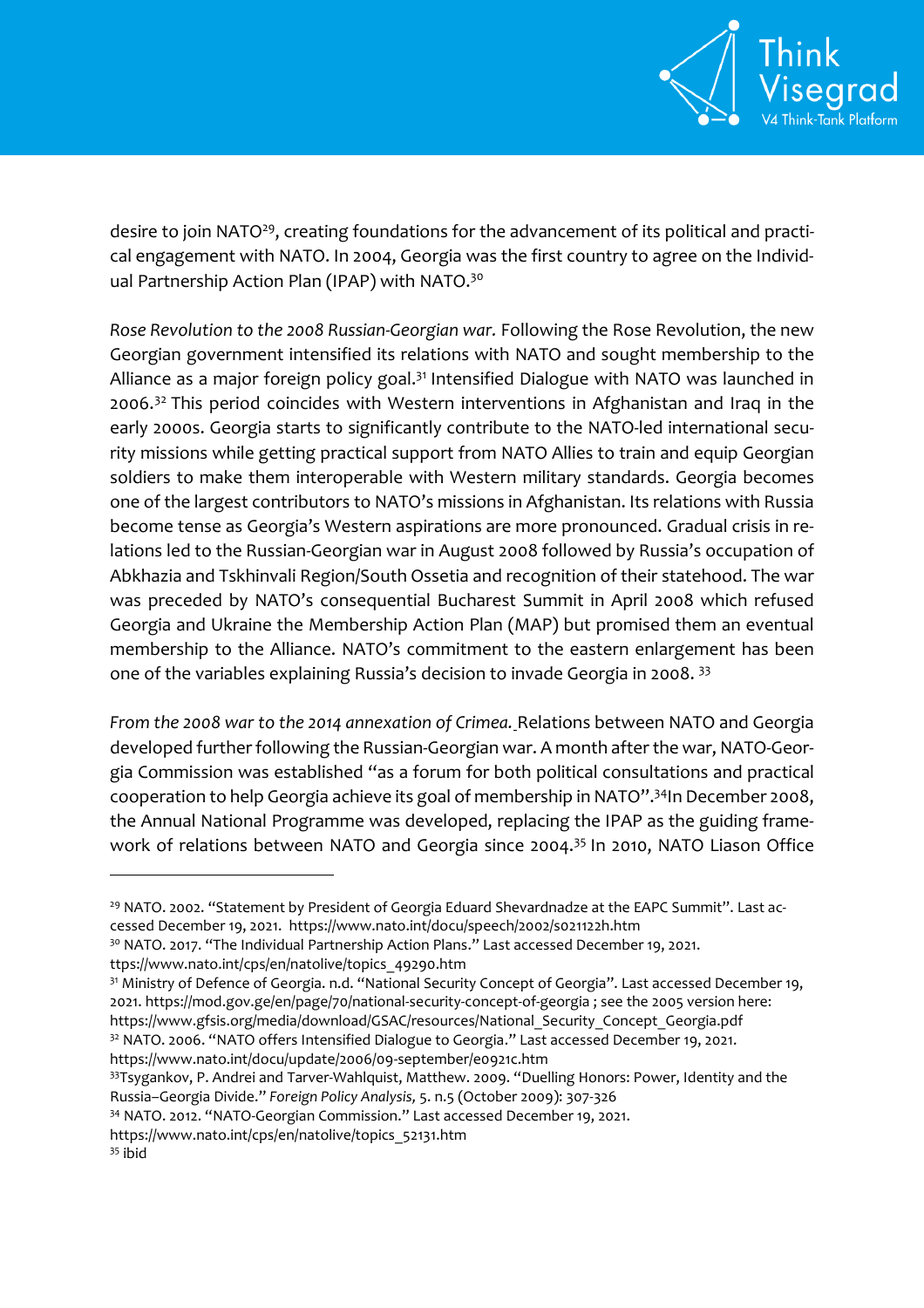desire to join NATO[29], creating foundations for the advancement of its political and practical engagement with NATO. In 2004, Georgia was the first country to agree on the Individual Partnership Action Plan (IPAP) with NATO.[30]

*Rose Revolution to the 2008 Russian-Georgian war.* Following the Rose Revolution, the new Georgian government intensified its relations with NATO and sought membership to the Alliance as a major foreign policy goal.[31] Intensified Dialogue with NATO was launched in 2006.[32] This period coincides with Western interventions in Afghanistan and Iraq in the early 2000s. Georgia starts to significantly contribute to the NATO-led international security missions while getting practical support from NATO Allies to train and equip Georgian soldiers to make them interoperable with Western military standards. Georgia becomes one of the largest contributors to NATO's missions in Afghanistan. Its relations with Russia become tense as Georgia's Western aspirations are more pronounced. Gradual crisis in relations led to the Russian-Georgian war in August 2008 followed by Russia's occupation of Abkhazia and Tskhinvali Region/South Ossetia and recognition of their statehood. The war was preceded by NATO's consequential Bucharest Summit in April 2008 which refused Georgia and Ukraine the Membership Action Plan (MAP) but promised them an eventual membership to the Alliance. NATO's commitment to the eastern enlargement has been one of the variables explaining Russia's decision to invade Georgia in 2008. [33]

*From the 2008 war to the 2014 annexation of Crimea.* Relations between NATO and Georgia developed further following the Russian-Georgian war. A month after the war, NATO-Georgia Commission was established "as a forum for both political consultations and practical cooperation to help Georgia achieve its goal of membership in NATO".[34]In December 2008, the Annual National Programme was developed, replacing the IPAP as the guiding framework of relations between NATO and Georgia since 2004.[35] In 2010, NATO Liason Office

---

[29] NATO. 2002. "Statement by President of Georgia Eduard Shevardnadze at the EAPC Summit". Last accessed December 19, 2021. https://www.nato.int/docu/speech/2002/s021122h.htm

[30] NATO. 2017. "The Individual Partnership Action Plans." Last accessed December 19, 2021. ttps://www.nato.int/cps/en/natolive/topics_49290.htm

[31] Ministry of Defence of Georgia. n.d. "National Security Concept of Georgia". Last accessed December 19, 2021. https://mod.gov.ge/en/page/70/national-security-concept-of-georgia ; see the 2005 version here: https://www.gfsis.org/media/download/GSAC/resources/National_Security_Concept_Georgia.pdf

[32] NATO. 2006. "NATO offers Intensified Dialogue to Georgia." Last accessed December 19, 2021. https://www.nato.int/docu/update/2006/09-september/e0921c.htm

[33] Tsygankov, P. Andrei and Tarver-Wahlquist, Matthew. 2009. "Duelling Honors: Power, Identity and the Russia–Georgia Divide." *Foreign Policy Analysis,* 5. n.5 (October 2009): 307-326

[34] NATO. 2012. "NATO-Georgian Commission." Last accessed December 19, 2021. https://www.nato.int/cps/en/natolive/topics_52131.htm

[35] ibid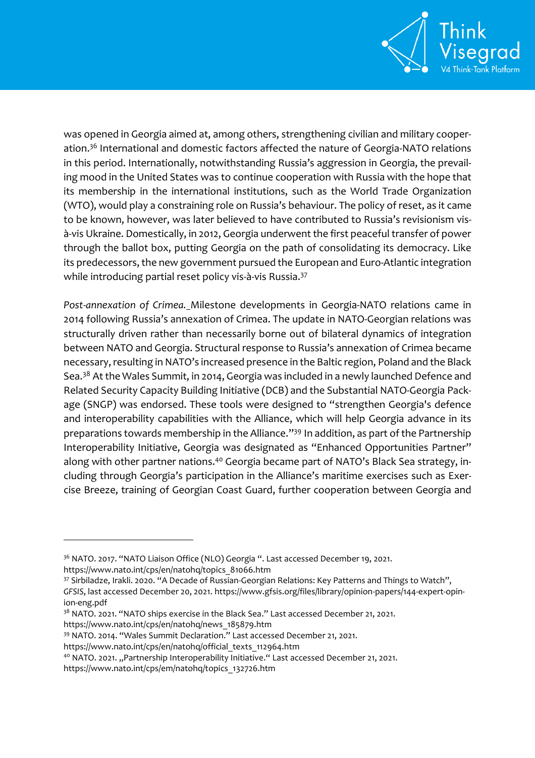was opened in Georgia aimed at, among others, strengthening civilian and military cooperation.[36] International and domestic factors affected the nature of Georgia-NATO relations in this period. Internationally, notwithstanding Russia's aggression in Georgia, the prevailing mood in the United States was to continue cooperation with Russia with the hope that its membership in the international institutions, such as the World Trade Organization (WTO), would play a constraining role on Russia's behaviour. The policy of reset, as it came to be known, however, was later believed to have contributed to Russia's revisionism vis-à-vis Ukraine. Domestically, in 2012, Georgia underwent the first peaceful transfer of power through the ballot box, putting Georgia on the path of consolidating its democracy. Like its predecessors, the new government pursued the European and Euro-Atlantic integration while introducing partial reset policy vis-à-vis Russia.[37]

*Post-annexation of Crimea.* Milestone developments in Georgia-NATO relations came in 2014 following Russia's annexation of Crimea. The update in NATO-Georgian relations was structurally driven rather than necessarily borne out of bilateral dynamics of integration between NATO and Georgia. Structural response to Russia's annexation of Crimea became necessary, resulting in NATO's increased presence in the Baltic region, Poland and the Black Sea.[38] At the Wales Summit, in 2014, Georgia was included in a newly launched Defence and Related Security Capacity Building Initiative (DCB) and the Substantial NATO-Georgia Package (SNGP) was endorsed. These tools were designed to "strengthen Georgia's defence and interoperability capabilities with the Alliance, which will help Georgia advance in its preparations towards membership in the Alliance."[39] In addition, as part of the Partnership Interoperability Initiative, Georgia was designated as "Enhanced Opportunities Partner" along with other partner nations.[40] Georgia became part of NATO's Black Sea strategy, including through Georgia's participation in the Alliance's maritime exercises such as Exercise Breeze, training of Georgian Coast Guard, further cooperation between Georgia and

---

[36] NATO. 2017. "NATO Liaison Office (NLO) Georgia ". Last accessed December 19, 2021. https://www.nato.int/cps/en/natohq/topics_81066.htm

[37] Sirbiladze, Irakli. 2020. "A Decade of Russian-Georgian Relations: Key Patterns and Things to Watch", *GFSIS*, last accessed December 20, 2021. https://www.gfsis.org/files/library/opinion-papers/144-expert-opinion-eng.pdf

[38] NATO. 2021. "NATO ships exercise in the Black Sea." Last accessed December 21, 2021. https://www.nato.int/cps/en/natohq/news_185879.htm

[39] NATO. 2014. "Wales Summit Declaration." Last accessed December 21, 2021. https://www.nato.int/cps/en/natohq/official_texts_112964.htm

[40] NATO. 2021. „Partnership Interoperability Initiative." Last accessed December 21, 2021. https://www.nato.int/cps/em/natohq/topics_132726.htm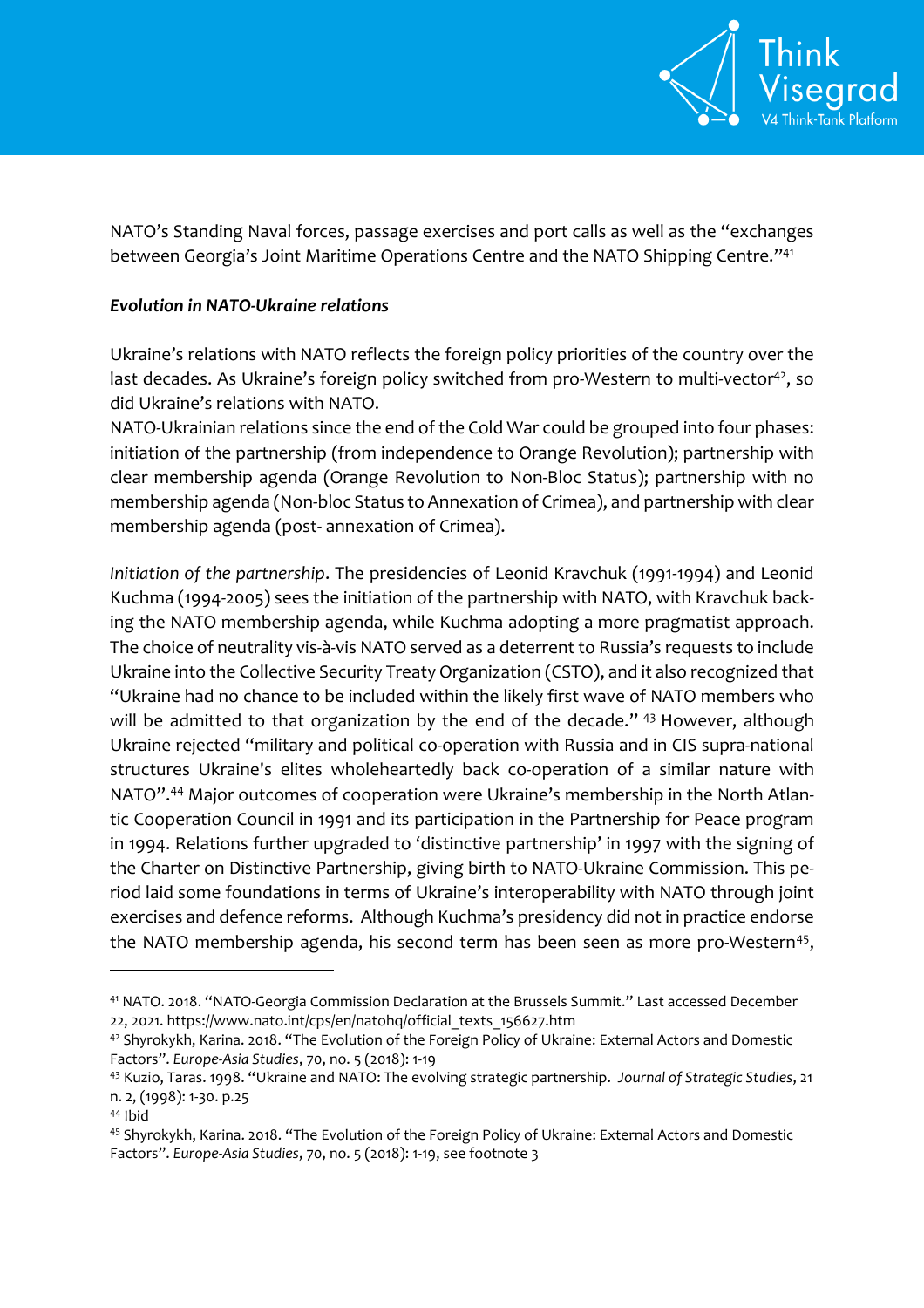NATO's Standing Naval forces, passage exercises and port calls as well as the "exchanges between Georgia's Joint Maritime Operations Centre and the NATO Shipping Centre."[41]

### *Evolution in NATO-Ukraine relations*

Ukraine's relations with NATO reflects the foreign policy priorities of the country over the last decades. As Ukraine's foreign policy switched from pro-Western to multi-vector[42], so did Ukraine's relations with NATO.

NATO-Ukrainian relations since the end of the Cold War could be grouped into four phases: initiation of the partnership (from independence to Orange Revolution); partnership with clear membership agenda (Orange Revolution to Non-Bloc Status); partnership with no membership agenda (Non-bloc Status to Annexation of Crimea), and partnership with clear membership agenda (post- annexation of Crimea).

*Initiation of the partnership*. The presidencies of Leonid Kravchuk (1991-1994) and Leonid Kuchma (1994-2005) sees the initiation of the partnership with NATO, with Kravchuk backing the NATO membership agenda, while Kuchma adopting a more pragmatist approach. The choice of neutrality vis-à-vis NATO served as a deterrent to Russia's requests to include Ukraine into the Collective Security Treaty Organization (CSTO), and it also recognized that "Ukraine had no chance to be included within the likely first wave of NATO members who will be admitted to that organization by the end of the decade." [43] However, although Ukraine rejected "military and political co-operation with Russia and in CIS supra-national structures Ukraine's elites wholeheartedly back co-operation of a similar nature with NATO".[44] Major outcomes of cooperation were Ukraine's membership in the North Atlantic Cooperation Council in 1991 and its participation in the Partnership for Peace program in 1994. Relations further upgraded to 'distinctive partnership' in 1997 with the signing of the Charter on Distinctive Partnership, giving birth to NATO-Ukraine Commission. This period laid some foundations in terms of Ukraine's interoperability with NATO through joint exercises and defence reforms. Although Kuchma's presidency did not in practice endorse the NATO membership agenda, his second term has been seen as more pro-Western[45],

---

[41] NATO. 2018. "NATO-Georgia Commission Declaration at the Brussels Summit." Last accessed December 22, 2021. https://www.nato.int/cps/en/natohq/official_texts_156627.htm

[42] Shyrokykh, Karina. 2018. "The Evolution of the Foreign Policy of Ukraine: External Actors and Domestic Factors". *Europe-Asia Studies*, 70, no. 5 (2018): 1-19

[43] Kuzio, Taras. 1998. "Ukraine and NATO: The evolving strategic partnership. *Journal of Strategic Studies*, 21 n. 2, (1998): 1-30. p.25

[44] Ibid

[45] Shyrokykh, Karina. 2018. "The Evolution of the Foreign Policy of Ukraine: External Actors and Domestic Factors". *Europe-Asia Studies*, 70, no. 5 (2018): 1-19, see footnote 3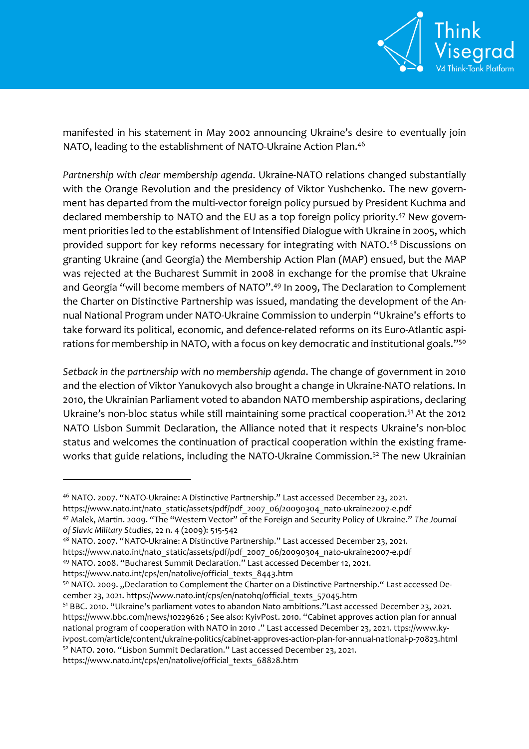manifested in his statement in May 2002 announcing Ukraine's desire to eventually join NATO, leading to the establishment of NATO-Ukraine Action Plan.[46]

*Partnership with clear membership agenda*. Ukraine-NATO relations changed substantially with the Orange Revolution and the presidency of Viktor Yushchenko. The new government has departed from the multi-vector foreign policy pursued by President Kuchma and declared membership to NATO and the EU as a top foreign policy priority.[47] New government priorities led to the establishment of Intensified Dialogue with Ukraine in 2005, which provided support for key reforms necessary for integrating with NATO.[48] Discussions on granting Ukraine (and Georgia) the Membership Action Plan (MAP) ensued, but the MAP was rejected at the Bucharest Summit in 2008 in exchange for the promise that Ukraine and Georgia "will become members of NATO".[49] In 2009, The Declaration to Complement the Charter on Distinctive Partnership was issued, mandating the development of the Annual National Program under NATO-Ukraine Commission to underpin "Ukraine's efforts to take forward its political, economic, and defence-related reforms on its Euro-Atlantic aspirations for membership in NATO, with a focus on key democratic and institutional goals."[50]

*Setback in the partnership with no membership agenda*. The change of government in 2010 and the election of Viktor Yanukovych also brought a change in Ukraine-NATO relations. In 2010, the Ukrainian Parliament voted to abandon NATO membership aspirations, declaring Ukraine's non-bloc status while still maintaining some practical cooperation.[51] At the 2012 NATO Lisbon Summit Declaration, the Alliance noted that it respects Ukraine's non-bloc status and welcomes the continuation of practical cooperation within the existing frameworks that guide relations, including the NATO-Ukraine Commission.[52] The new Ukrainian

---

[46] NATO. 2007. "NATO-Ukraine: A Distinctive Partnership." Last accessed December 23, 2021. https://www.nato.int/nato_static/assets/pdf/pdf_2007_06/20090304_nato-ukraine2007-e.pdf

[47] Malek, Martin. 2009. "The "Western Vector" of the Foreign and Security Policy of Ukraine." *The Journal of Slavic Military Studies*, 22 n. 4 (2009): 515-542

[48] NATO. 2007. "NATO-Ukraine: A Distinctive Partnership." Last accessed December 23, 2021. https://www.nato.int/nato_static/assets/pdf/pdf_2007_06/20090304_nato-ukraine2007-e.pdf

[49] NATO. 2008. "Bucharest Summit Declaration." Last accessed December 12, 2021. https://www.nato.int/cps/en/natolive/official_texts_8443.htm

[50] NATO. 2009. „Declaration to Complement the Charter on a Distinctive Partnership." Last accessed December 23, 2021. https://www.nato.int/cps/en/natohq/official_texts_57045.htm

[51] BBC. 2010. "Ukraine's parliament votes to abandon Nato ambitions."Last accessed December 23, 2021. https://www.bbc.com/news/10229626 ; See also: KyivPost. 2010. "Cabinet approves action plan for annual national program of cooperation with NATO in 2010 ." Last accessed December 23, 2021. ttps://www.kyivpost.com/article/content/ukraine-politics/cabinet-approves-action-plan-for-annual-national-p-70823.html

[52] NATO. 2010. "Lisbon Summit Declaration." Last accessed December 23, 2021. https://www.nato.int/cps/en/natolive/official_texts_68828.htm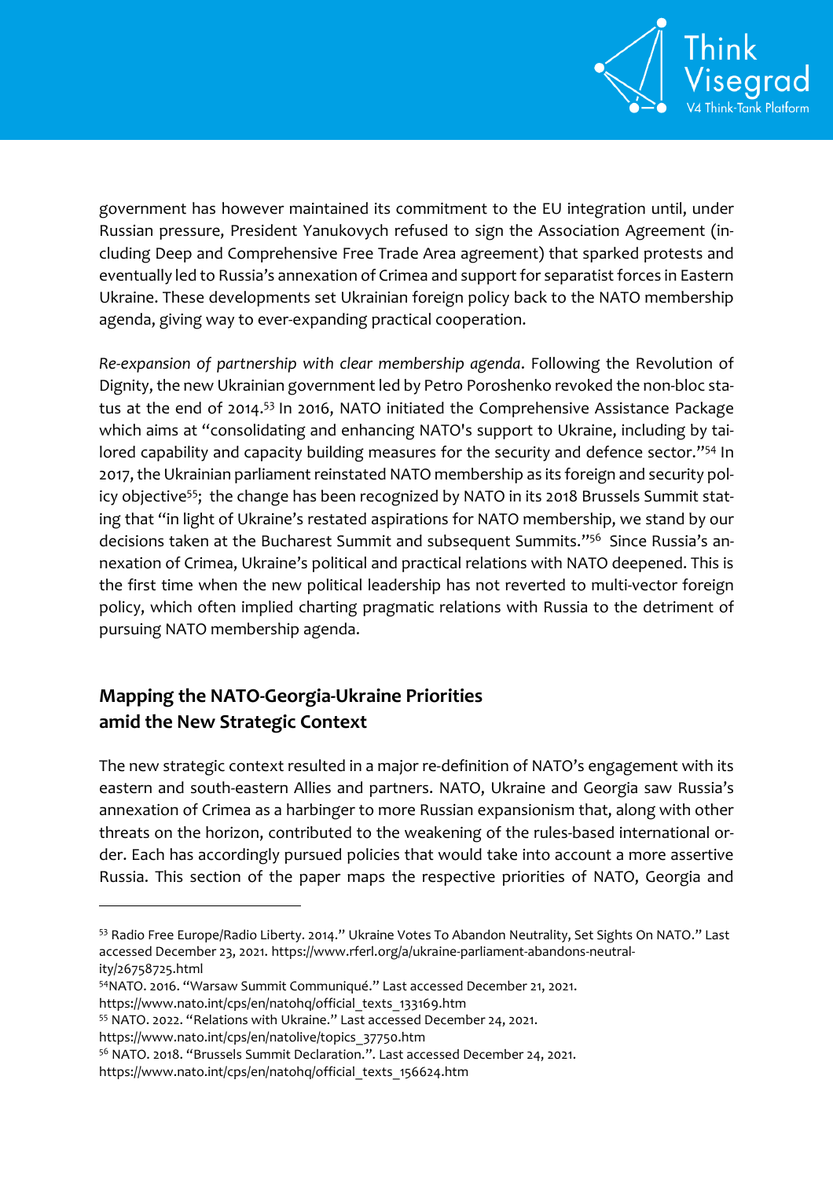government has however maintained its commitment to the EU integration until, under Russian pressure, President Yanukovych refused to sign the Association Agreement (including Deep and Comprehensive Free Trade Area agreement) that sparked protests and eventually led to Russia's annexation of Crimea and support for separatist forces in Eastern Ukraine. These developments set Ukrainian foreign policy back to the NATO membership agenda, giving way to ever-expanding practical cooperation.

*Re-expansion of partnership with clear membership agenda*. Following the Revolution of Dignity, the new Ukrainian government led by Petro Poroshenko revoked the non-bloc status at the end of 2014.[53] In 2016, NATO initiated the Comprehensive Assistance Package which aims at "consolidating and enhancing NATO's support to Ukraine, including by tailored capability and capacity building measures for the security and defence sector."[54] In 2017, the Ukrainian parliament reinstated NATO membership as its foreign and security policy objective[55]; the change has been recognized by NATO in its 2018 Brussels Summit stating that "in light of Ukraine's restated aspirations for NATO membership, we stand by our decisions taken at the Bucharest Summit and subsequent Summits."[56] Since Russia's annexation of Crimea, Ukraine's political and practical relations with NATO deepened. This is the first time when the new political leadership has not reverted to multi-vector foreign policy, which often implied charting pragmatic relations with Russia to the detriment of pursuing NATO membership agenda.

## Mapping the NATO-Georgia-Ukraine Priorities amid the New Strategic Context

The new strategic context resulted in a major re-definition of NATO's engagement with its eastern and south-eastern Allies and partners. NATO, Ukraine and Georgia saw Russia's annexation of Crimea as a harbinger to more Russian expansionism that, along with other threats on the horizon, contributed to the weakening of the rules-based international order. Each has accordingly pursued policies that would take into account a more assertive Russia. This section of the paper maps the respective priorities of NATO, Georgia and

---

[53] Radio Free Europe/Radio Liberty. 2014." Ukraine Votes To Abandon Neutrality, Set Sights On NATO." Last accessed December 23, 2021. https://www.rferl.org/a/ukraine-parliament-abandons-neutrality/26758725.html

[54] NATO. 2016. "Warsaw Summit Communiqué." Last accessed December 21, 2021. https://www.nato.int/cps/en/natohq/official_texts_133169.htm

[55] NATO. 2022. "Relations with Ukraine." Last accessed December 24, 2021. https://www.nato.int/cps/en/natolive/topics_37750.htm

[56] NATO. 2018. "Brussels Summit Declaration.". Last accessed December 24, 2021. https://www.nato.int/cps/en/natohq/official_texts_156624.htm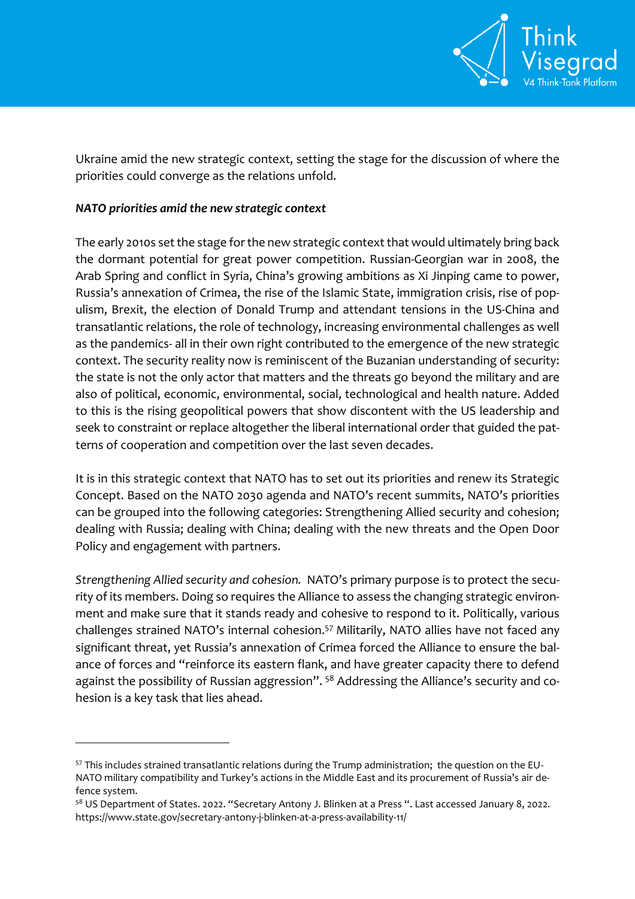Ukraine amid the new strategic context, setting the stage for the discussion of where the priorities could converge as the relations unfold.

### *NATO priorities amid the new strategic context*

The early 2010s set the stage for the new strategic context that would ultimately bring back the dormant potential for great power competition. Russian-Georgian war in 2008, the Arab Spring and conflict in Syria, China's growing ambitions as Xi Jinping came to power, Russia's annexation of Crimea, the rise of the Islamic State, immigration crisis, rise of populism, Brexit, the election of Donald Trump and attendant tensions in the US-China and transatlantic relations, the role of technology, increasing environmental challenges as well as the pandemics- all in their own right contributed to the emergence of the new strategic context. The security reality now is reminiscent of the Buzanian understanding of security: the state is not the only actor that matters and the threats go beyond the military and are also of political, economic, environmental, social, technological and health nature. Added to this is the rising geopolitical powers that show discontent with the US leadership and seek to constraint or replace altogether the liberal international order that guided the patterns of cooperation and competition over the last seven decades.

It is in this strategic context that NATO has to set out its priorities and renew its Strategic Concept. Based on the NATO 2030 agenda and NATO's recent summits, NATO's priorities can be grouped into the following categories: Strengthening Allied security and cohesion; dealing with Russia; dealing with China; dealing with the new threats and the Open Door Policy and engagement with partners.

*Strengthening Allied security and cohesion.* NATO's primary purpose is to protect the security of its members. Doing so requires the Alliance to assess the changing strategic environment and make sure that it stands ready and cohesive to respond to it. Politically, various challenges strained NATO's internal cohesion.[57] Militarily, NATO allies have not faced any significant threat, yet Russia's annexation of Crimea forced the Alliance to ensure the balance of forces and "reinforce its eastern flank, and have greater capacity there to defend against the possibility of Russian aggression".[58] Addressing the Alliance's security and cohesion is a key task that lies ahead.

---

[57] This includes strained transatlantic relations during the Trump administration; the question on the EU-NATO military compatibility and Turkey's actions in the Middle East and its procurement of Russia's air defence system.

[58] US Department of States. 2022. "Secretary Antony J. Blinken at a Press ". Last accessed January 8, 2022. https://www.state.gov/secretary-antony-j-blinken-at-a-press-availability-11/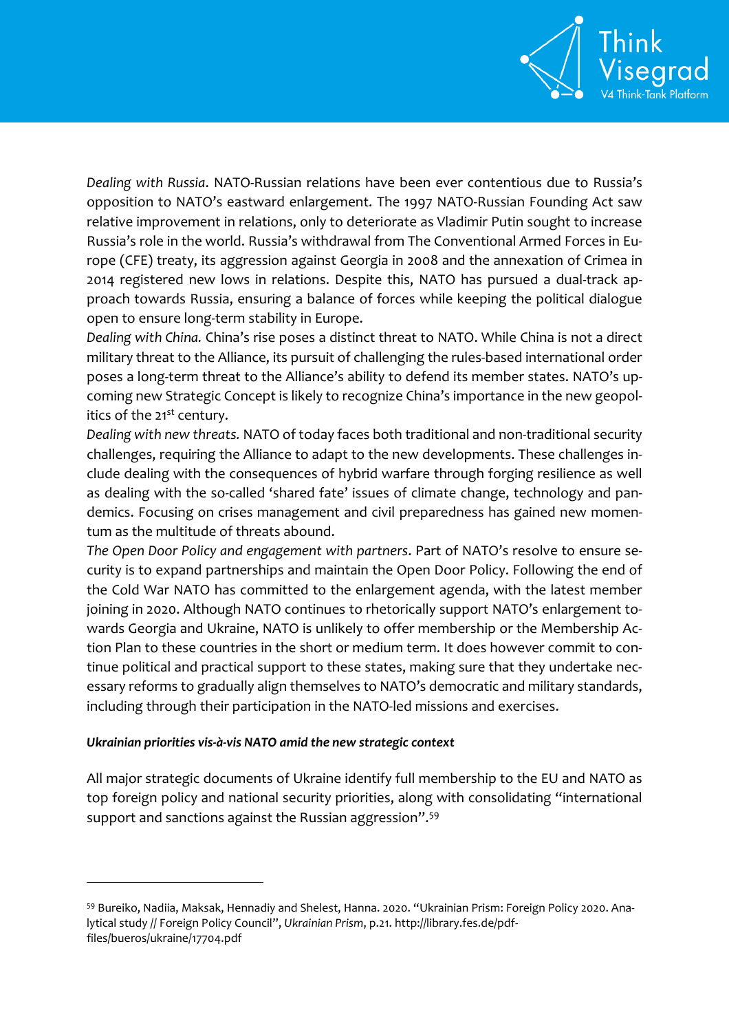*Dealing with Russia*. NATO-Russian relations have been ever contentious due to Russia's opposition to NATO's eastward enlargement. The 1997 NATO-Russian Founding Act saw relative improvement in relations, only to deteriorate as Vladimir Putin sought to increase Russia's role in the world. Russia's withdrawal from The Conventional Armed Forces in Europe (CFE) treaty, its aggression against Georgia in 2008 and the annexation of Crimea in 2014 registered new lows in relations. Despite this, NATO has pursued a dual-track approach towards Russia, ensuring a balance of forces while keeping the political dialogue open to ensure long-term stability in Europe.

*Dealing with China.* China's rise poses a distinct threat to NATO. While China is not a direct military threat to the Alliance, its pursuit of challenging the rules-based international order poses a long-term threat to the Alliance's ability to defend its member states. NATO's upcoming new Strategic Concept is likely to recognize China's importance in the new geopolitics of the 21st century.

*Dealing with new threats.* NATO of today faces both traditional and non-traditional security challenges, requiring the Alliance to adapt to the new developments. These challenges include dealing with the consequences of hybrid warfare through forging resilience as well as dealing with the so-called 'shared fate' issues of climate change, technology and pandemics. Focusing on crises management and civil preparedness has gained new momentum as the multitude of threats abound.

*The Open Door Policy and engagement with partners*. Part of NATO's resolve to ensure security is to expand partnerships and maintain the Open Door Policy. Following the end of the Cold War NATO has committed to the enlargement agenda, with the latest member joining in 2020. Although NATO continues to rhetorically support NATO's enlargement towards Georgia and Ukraine, NATO is unlikely to offer membership or the Membership Action Plan to these countries in the short or medium term. It does however commit to continue political and practical support to these states, making sure that they undertake necessary reforms to gradually align themselves to NATO's democratic and military standards, including through their participation in the NATO-led missions and exercises.

#### *Ukrainian priorities vis-à-vis NATO amid the new strategic context*

All major strategic documents of Ukraine identify full membership to the EU and NATO as top foreign policy and national security priorities, along with consolidating "international support and sanctions against the Russian aggression".[59]

---

[59] Bureiko, Nadiia, Maksak, Hennadiy and Shelest, Hanna. 2020. "Ukrainian Prism: Foreign Policy 2020. Analytical study // Foreign Policy Council", *Ukrainian Prism*, p.21. http://library.fes.de/pdf-files/bueros/ukraine/17704.pdf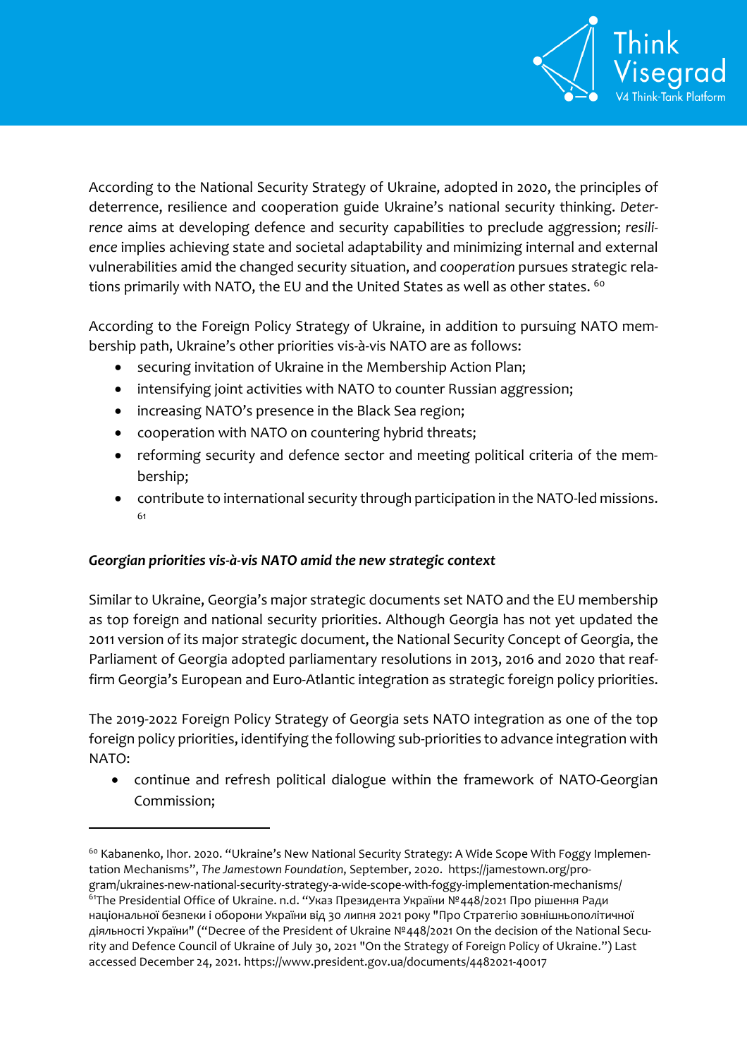According to the National Security Strategy of Ukraine, adopted in 2020, the principles of deterrence, resilience and cooperation guide Ukraine's national security thinking. *Deterrence* aims at developing defence and security capabilities to preclude aggression; *resilience* implies achieving state and societal adaptability and minimizing internal and external vulnerabilities amid the changed security situation, and *cooperation* pursues strategic relations primarily with NATO, the EU and the United States as well as other states. [60]

According to the Foreign Policy Strategy of Ukraine, in addition to pursuing NATO membership path, Ukraine's other priorities vis-à-vis NATO are as follows:

- securing invitation of Ukraine in the Membership Action Plan;
- intensifying joint activities with NATO to counter Russian aggression;
- increasing NATO's presence in the Black Sea region;
- cooperation with NATO on countering hybrid threats;
- reforming security and defence sector and meeting political criteria of the membership;
- contribute to international security through participation in the NATO-led missions. [61]

***Georgian priorities vis-à-vis NATO amid the new strategic context***

Similar to Ukraine, Georgia's major strategic documents set NATO and the EU membership as top foreign and national security priorities. Although Georgia has not yet updated the 2011 version of its major strategic document, the National Security Concept of Georgia, the Parliament of Georgia adopted parliamentary resolutions in 2013, 2016 and 2020 that reaffirm Georgia's European and Euro-Atlantic integration as strategic foreign policy priorities.

The 2019-2022 Foreign Policy Strategy of Georgia sets NATO integration as one of the top foreign policy priorities, identifying the following sub-priorities to advance integration with NATO:

- continue and refresh political dialogue within the framework of NATO-Georgian Commission;

---

[60] Kabanenko, Ihor. 2020. "Ukraine's New National Security Strategy: A Wide Scope With Foggy Implementation Mechanisms", *The Jamestown Foundation*, September, 2020. https://jamestown.org/program/ukraines-new-national-security-strategy-a-wide-scope-with-foggy-implementation-mechanisms/

[61] The Presidential Office of Ukraine. n.d. "Указ Президента України №448/2021 Про рішення Ради національної безпеки і оборони України від 30 липня 2021 року "Про Стратегію зовнішньополітичної діяльності України" ("Decree of the President of Ukraine №448/2021 On the decision of the National Security and Defence Council of Ukraine of July 30, 2021 "On the Strategy of Foreign Policy of Ukraine.") Last accessed December 24, 2021. https://www.president.gov.ua/documents/4482021-40017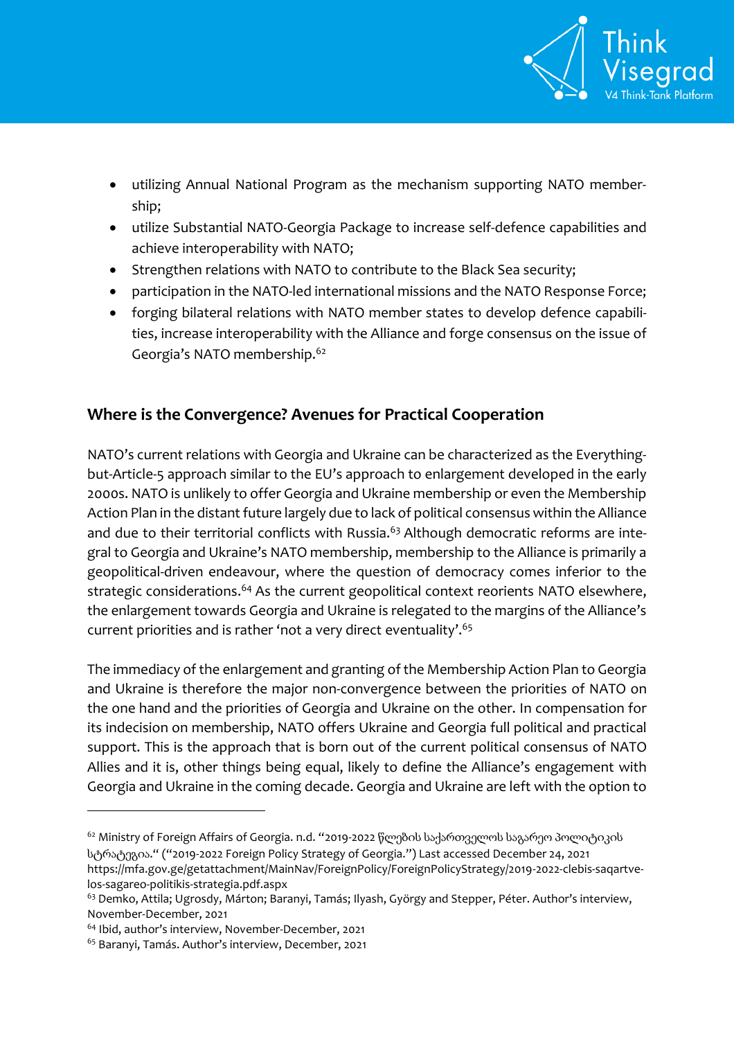- utilizing Annual National Program as the mechanism supporting NATO membership;
- utilize Substantial NATO-Georgia Package to increase self-defence capabilities and achieve interoperability with NATO;
- Strengthen relations with NATO to contribute to the Black Sea security;
- participation in the NATO-led international missions and the NATO Response Force;
- forging bilateral relations with NATO member states to develop defence capabilities, increase interoperability with the Alliance and forge consensus on the issue of Georgia's NATO membership.[62]

## Where is the Convergence? Avenues for Practical Cooperation

NATO's current relations with Georgia and Ukraine can be characterized as the Everything-but-Article-5 approach similar to the EU's approach to enlargement developed in the early 2000s. NATO is unlikely to offer Georgia and Ukraine membership or even the Membership Action Plan in the distant future largely due to lack of political consensus within the Alliance and due to their territorial conflicts with Russia.[63] Although democratic reforms are integral to Georgia and Ukraine's NATO membership, membership to the Alliance is primarily a geopolitical-driven endeavour, where the question of democracy comes inferior to the strategic considerations.[64] As the current geopolitical context reorients NATO elsewhere, the enlargement towards Georgia and Ukraine is relegated to the margins of the Alliance's current priorities and is rather 'not a very direct eventuality'.[65]

The immediacy of the enlargement and granting of the Membership Action Plan to Georgia and Ukraine is therefore the major non-convergence between the priorities of NATO on the one hand and the priorities of Georgia and Ukraine on the other. In compensation for its indecision on membership, NATO offers Ukraine and Georgia full political and practical support. This is the approach that is born out of the current political consensus of NATO Allies and it is, other things being equal, likely to define the Alliance's engagement with Georgia and Ukraine in the coming decade. Georgia and Ukraine are left with the option to

---

[62] Ministry of Foreign Affairs of Georgia. n.d. "2019-2022 წლების საქართველოს საგარეო პოლიტიკის სტრატეგია." ("2019-2022 Foreign Policy Strategy of Georgia.") Last accessed December 24, 2021 https://mfa.gov.ge/getattachment/MainNav/ForeignPolicy/ForeignPolicyStrategy/2019-2022-clebis-saqartvelos-sagareo-politikis-strategia.pdf.aspx

[63] Demko, Attila; Ugrosdy, Márton; Baranyi, Tamás; Ilyash, György and Stepper, Péter. Author's interview, November-December, 2021

[64] Ibid, author's interview, November-December, 2021

[65] Baranyi, Tamás. Author's interview, December, 2021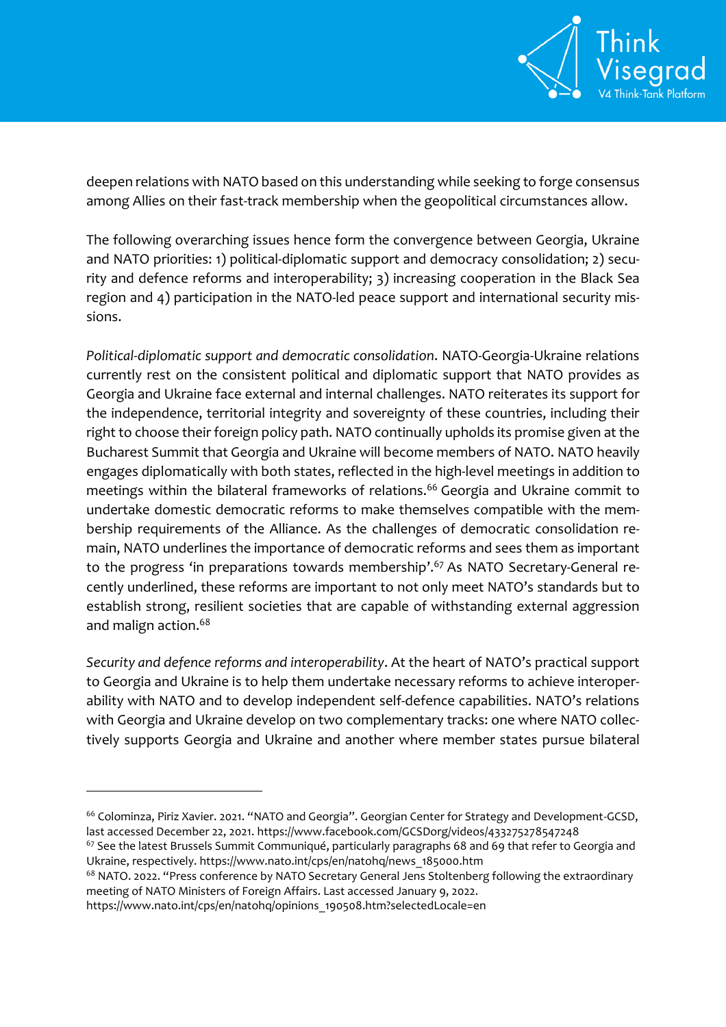deepen relations with NATO based on this understanding while seeking to forge consensus among Allies on their fast-track membership when the geopolitical circumstances allow.

The following overarching issues hence form the convergence between Georgia, Ukraine and NATO priorities: 1) political-diplomatic support and democracy consolidation; 2) security and defence reforms and interoperability; 3) increasing cooperation in the Black Sea region and 4) participation in the NATO-led peace support and international security missions.

*Political-diplomatic support and democratic consolidation*. NATO-Georgia-Ukraine relations currently rest on the consistent political and diplomatic support that NATO provides as Georgia and Ukraine face external and internal challenges. NATO reiterates its support for the independence, territorial integrity and sovereignty of these countries, including their right to choose their foreign policy path. NATO continually upholds its promise given at the Bucharest Summit that Georgia and Ukraine will become members of NATO. NATO heavily engages diplomatically with both states, reflected in the high-level meetings in addition to meetings within the bilateral frameworks of relations.[66] Georgia and Ukraine commit to undertake domestic democratic reforms to make themselves compatible with the membership requirements of the Alliance. As the challenges of democratic consolidation remain, NATO underlines the importance of democratic reforms and sees them as important to the progress 'in preparations towards membership'.[67] As NATO Secretary-General recently underlined, these reforms are important to not only meet NATO's standards but to establish strong, resilient societies that are capable of withstanding external aggression and malign action.[68]

*Security and defence reforms and interoperability*. At the heart of NATO's practical support to Georgia and Ukraine is to help them undertake necessary reforms to achieve interoperability with NATO and to develop independent self-defence capabilities. NATO's relations with Georgia and Ukraine develop on two complementary tracks: one where NATO collectively supports Georgia and Ukraine and another where member states pursue bilateral

---

[66] Colominza, Piriz Xavier. 2021. "NATO and Georgia". Georgian Center for Strategy and Development-GCSD, last accessed December 22, 2021. https://www.facebook.com/GCSDorg/videos/433275278547248

[67] See the latest Brussels Summit Communiqué, particularly paragraphs 68 and 69 that refer to Georgia and Ukraine, respectively. https://www.nato.int/cps/en/natohq/news_185000.htm

[68] NATO. 2022. "Press conference by NATO Secretary General Jens Stoltenberg following the extraordinary meeting of NATO Ministers of Foreign Affairs. Last accessed January 9, 2022. https://www.nato.int/cps/en/natohq/opinions_190508.htm?selectedLocale=en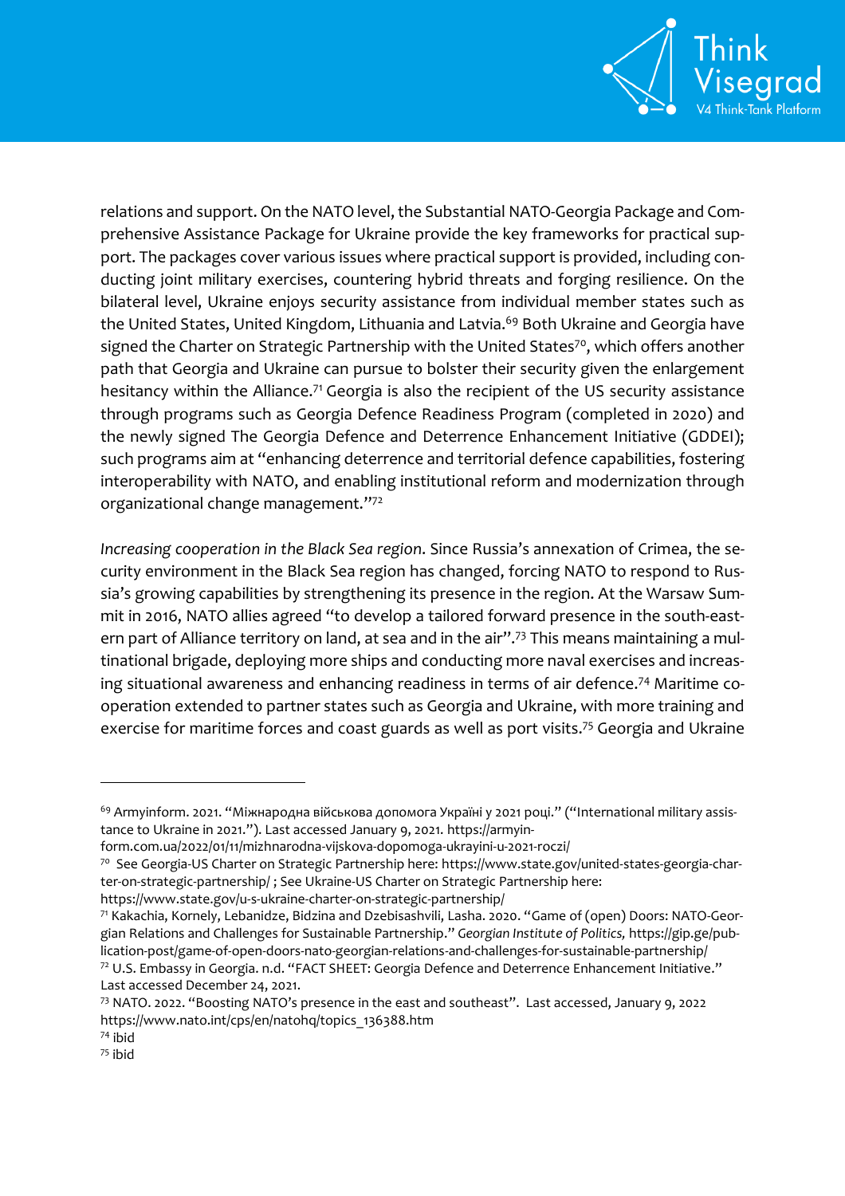relations and support. On the NATO level, the Substantial NATO-Georgia Package and Comprehensive Assistance Package for Ukraine provide the key frameworks for practical support. The packages cover various issues where practical support is provided, including conducting joint military exercises, countering hybrid threats and forging resilience. On the bilateral level, Ukraine enjoys security assistance from individual member states such as the United States, United Kingdom, Lithuania and Latvia.[69] Both Ukraine and Georgia have signed the Charter on Strategic Partnership with the United States[70], which offers another path that Georgia and Ukraine can pursue to bolster their security given the enlargement hesitancy within the Alliance.[71] Georgia is also the recipient of the US security assistance through programs such as Georgia Defence Readiness Program (completed in 2020) and the newly signed The Georgia Defence and Deterrence Enhancement Initiative (GDDEI); such programs aim at "enhancing deterrence and territorial defence capabilities, fostering interoperability with NATO, and enabling institutional reform and modernization through organizational change management."[72]

*Increasing cooperation in the Black Sea region.* Since Russia's annexation of Crimea, the security environment in the Black Sea region has changed, forcing NATO to respond to Russia's growing capabilities by strengthening its presence in the region. At the Warsaw Summit in 2016, NATO allies agreed "to develop a tailored forward presence in the south-eastern part of Alliance territory on land, at sea and in the air".[73] This means maintaining a multinational brigade, deploying more ships and conducting more naval exercises and increasing situational awareness and enhancing readiness in terms of air defence.[74] Maritime cooperation extended to partner states such as Georgia and Ukraine, with more training and exercise for maritime forces and coast guards as well as port visits.[75] Georgia and Ukraine

---

[69] Armyinform. 2021. "Міжнародна військова допомога Україні у 2021 році." ("International military assistance to Ukraine in 2021."). Last accessed January 9, 2021. https://armyinform.com.ua/2022/01/11/mizhnarodna-vijskova-dopomoga-ukrayini-u-2021-roczi/

[70] See Georgia-US Charter on Strategic Partnership here: https://www.state.gov/united-states-georgia-charter-on-strategic-partnership/ ; See Ukraine-US Charter on Strategic Partnership here: https://www.state.gov/u-s-ukraine-charter-on-strategic-partnership/

[71] Kakachia, Kornely, Lebanidze, Bidzina and Dzebisashvili, Lasha. 2020. "Game of (open) Doors: NATO-Georgian Relations and Challenges for Sustainable Partnership." *Georgian Institute of Politics,* https://gip.ge/publication-post/game-of-open-doors-nato-georgian-relations-and-challenges-for-sustainable-partnership/

[72] U.S. Embassy in Georgia. n.d. "FACT SHEET: Georgia Defence and Deterrence Enhancement Initiative." Last accessed December 24, 2021.

[73] NATO. 2022. "Boosting NATO's presence in the east and southeast". Last accessed, January 9, 2022 https://www.nato.int/cps/en/natohq/topics_136388.htm

[74] ibid

[75] ibid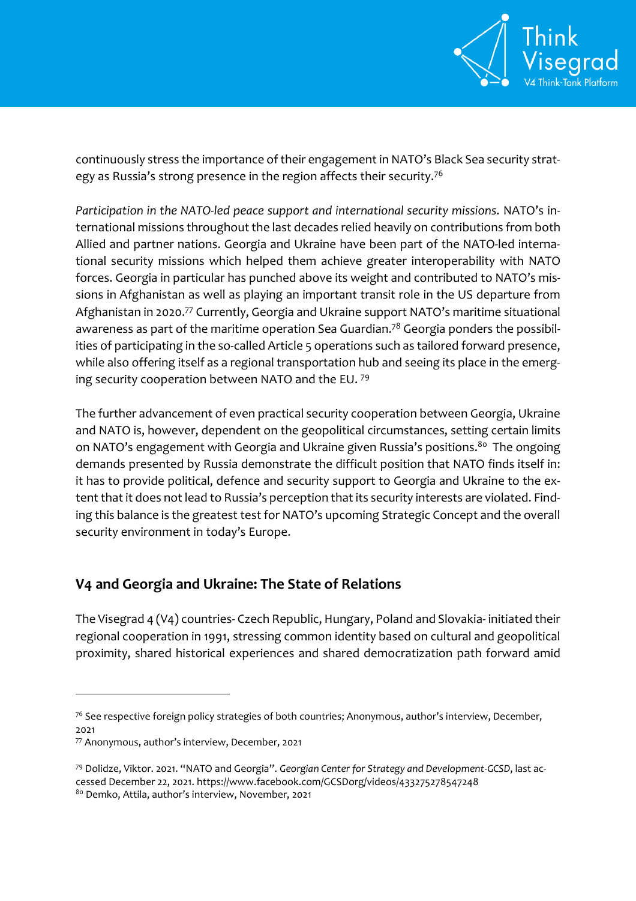continuously stress the importance of their engagement in NATO's Black Sea security strategy as Russia's strong presence in the region affects their security.[76]

*Participation in the NATO-led peace support and international security missions.* NATO's international missions throughout the last decades relied heavily on contributions from both Allied and partner nations. Georgia and Ukraine have been part of the NATO-led international security missions which helped them achieve greater interoperability with NATO forces. Georgia in particular has punched above its weight and contributed to NATO's missions in Afghanistan as well as playing an important transit role in the US departure from Afghanistan in 2020.[77] Currently, Georgia and Ukraine support NATO's maritime situational awareness as part of the maritime operation Sea Guardian.[78] Georgia ponders the possibilities of participating in the so-called Article 5 operations such as tailored forward presence, while also offering itself as a regional transportation hub and seeing its place in the emerging security cooperation between NATO and the EU. [79]

The further advancement of even practical security cooperation between Georgia, Ukraine and NATO is, however, dependent on the geopolitical circumstances, setting certain limits on NATO's engagement with Georgia and Ukraine given Russia's positions.[80] The ongoing demands presented by Russia demonstrate the difficult position that NATO finds itself in: it has to provide political, defence and security support to Georgia and Ukraine to the extent that it does not lead to Russia's perception that its security interests are violated. Finding this balance is the greatest test for NATO's upcoming Strategic Concept and the overall security environment in today's Europe.

## V4 and Georgia and Ukraine: The State of Relations

The Visegrad 4 (V4) countries- Czech Republic, Hungary, Poland and Slovakia- initiated their regional cooperation in 1991, stressing common identity based on cultural and geopolitical proximity, shared historical experiences and shared democratization path forward amid

---

[76] See respective foreign policy strategies of both countries; Anonymous, author's interview, December, 2021

[77] Anonymous, author's interview, December, 2021

[79] Dolidze, Viktor. 2021. "NATO and Georgia". *Georgian Center for Strategy and Development-GCSD*, last accessed December 22, 2021. https://www.facebook.com/GCSDorg/videos/433275278547248

[80] Demko, Attila, author's interview, November, 2021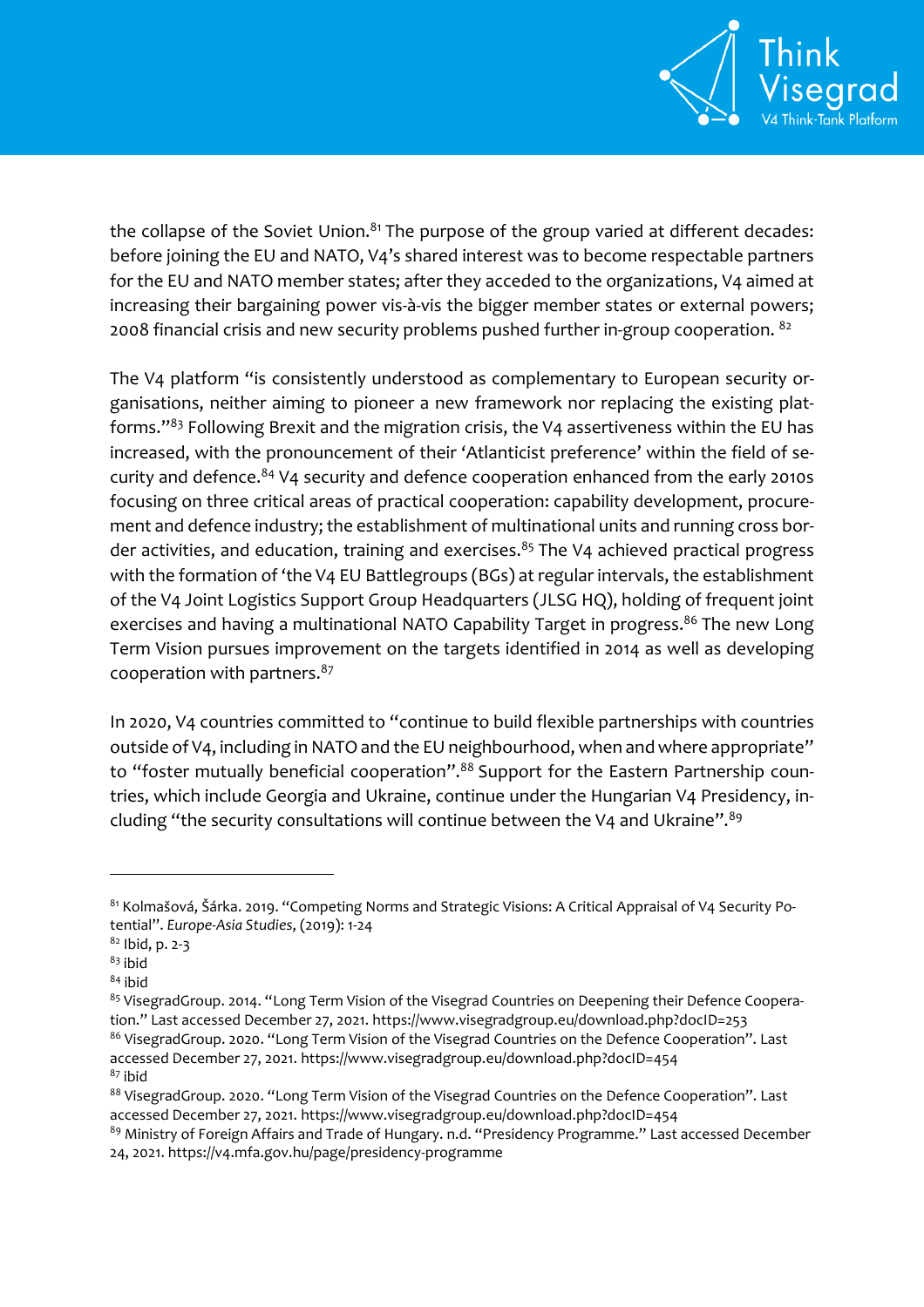the collapse of the Soviet Union.[81] The purpose of the group varied at different decades: before joining the EU and NATO, V4's shared interest was to become respectable partners for the EU and NATO member states; after they acceded to the organizations, V4 aimed at increasing their bargaining power vis-à-vis the bigger member states or external powers; 2008 financial crisis and new security problems pushed further in-group cooperation. [82]

The V4 platform "is consistently understood as complementary to European security organisations, neither aiming to pioneer a new framework nor replacing the existing platforms."[83] Following Brexit and the migration crisis, the V4 assertiveness within the EU has increased, with the pronouncement of their 'Atlanticist preference' within the field of security and defence.[84] V4 security and defence cooperation enhanced from the early 2010s focusing on three critical areas of practical cooperation: capability development, procurement and defence industry; the establishment of multinational units and running cross border activities, and education, training and exercises.[85] The V4 achieved practical progress with the formation of 'the V4 EU Battlegroups (BGs) at regular intervals, the establishment of the V4 Joint Logistics Support Group Headquarters (JLSG HQ), holding of frequent joint exercises and having a multinational NATO Capability Target in progress.[86] The new Long Term Vision pursues improvement on the targets identified in 2014 as well as developing cooperation with partners.[87]

In 2020, V4 countries committed to "continue to build flexible partnerships with countries outside of V4, including in NATO and the EU neighbourhood, when and where appropriate" to "foster mutually beneficial cooperation".[88] Support for the Eastern Partnership countries, which include Georgia and Ukraine, continue under the Hungarian V4 Presidency, including "the security consultations will continue between the V4 and Ukraine".[89]

---

[81] Kolmašová, Šárka. 2019. "Competing Norms and Strategic Visions: A Critical Appraisal of V4 Security Potential". *Europe-Asia Studies*, (2019): 1-24

[82] Ibid, p. 2-3

[83] ibid

[84] ibid

[85] VisegradGroup. 2014. "Long Term Vision of the Visegrad Countries on Deepening their Defence Cooperation." Last accessed December 27, 2021. https://www.visegradgroup.eu/download.php?docID=253

[86] VisegradGroup. 2020. "Long Term Vision of the Visegrad Countries on the Defence Cooperation". Last accessed December 27, 2021. https://www.visegradgroup.eu/download.php?docID=454

[87] ibid

[88] VisegradGroup. 2020. "Long Term Vision of the Visegrad Countries on the Defence Cooperation". Last accessed December 27, 2021. https://www.visegradgroup.eu/download.php?docID=454

[89] Ministry of Foreign Affairs and Trade of Hungary. n.d. "Presidency Programme." Last accessed December 24, 2021. https://v4.mfa.gov.hu/page/presidency-programme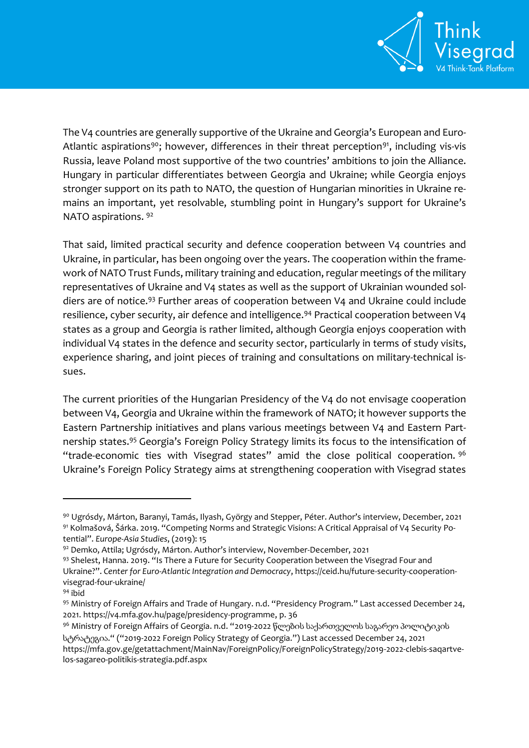The V4 countries are generally supportive of the Ukraine and Georgia's European and Euro-Atlantic aspirations[90]; however, differences in their threat perception[91], including vis-vis Russia, leave Poland most supportive of the two countries' ambitions to join the Alliance. Hungary in particular differentiates between Georgia and Ukraine; while Georgia enjoys stronger support on its path to NATO, the question of Hungarian minorities in Ukraine remains an important, yet resolvable, stumbling point in Hungary's support for Ukraine's NATO aspirations. [92]

That said, limited practical security and defence cooperation between V4 countries and Ukraine, in particular, has been ongoing over the years. The cooperation within the framework of NATO Trust Funds, military training and education, regular meetings of the military representatives of Ukraine and V4 states as well as the support of Ukrainian wounded soldiers are of notice.[93] Further areas of cooperation between V4 and Ukraine could include resilience, cyber security, air defence and intelligence.[94] Practical cooperation between V4 states as a group and Georgia is rather limited, although Georgia enjoys cooperation with individual V4 states in the defence and security sector, particularly in terms of study visits, experience sharing, and joint pieces of training and consultations on military-technical issues.

The current priorities of the Hungarian Presidency of the V4 do not envisage cooperation between V4, Georgia and Ukraine within the framework of NATO; it however supports the Eastern Partnership initiatives and plans various meetings between V4 and Eastern Partnership states.[95] Georgia's Foreign Policy Strategy limits its focus to the intensification of "trade-economic ties with Visegrad states" amid the close political cooperation. [96] Ukraine's Foreign Policy Strategy aims at strengthening cooperation with Visegrad states

---

[90] Ugrósdy, Márton, Baranyi, Tamás, Ilyash, György and Stepper, Péter. Author's interview, December, 2021

[91] Kolmašová, Šárka. 2019. "Competing Norms and Strategic Visions: A Critical Appraisal of V4 Security Potential". *Europe-Asia Studies*, (2019): 15

[92] Demko, Attila; Ugrósdy, Márton. Author's interview, November-December, 2021

[93] Shelest, Hanna. 2019. "Is There a Future for Security Cooperation between the Visegrad Four and Ukraine?". *Center for Euro-Atlantic Integration and Democracy*, https://ceid.hu/future-security-cooperation-visegrad-four-ukraine/

[94] ibid

[95] Ministry of Foreign Affairs and Trade of Hungary. n.d. "Presidency Program." Last accessed December 24, 2021. https://v4.mfa.gov.hu/page/presidency-programme, p. 36

[96] Ministry of Foreign Affairs of Georgia. n.d. "2019-2022 წლების საქართველოს საგარეო პოლიტიკის სტრატეგია." ("2019-2022 Foreign Policy Strategy of Georgia.") Last accessed December 24, 2021 https://mfa.gov.ge/getattachment/MainNav/ForeignPolicy/ForeignPolicyStrategy/2019-2022-clebis-saqartvelos-sagareo-politikis-strategia.pdf.aspx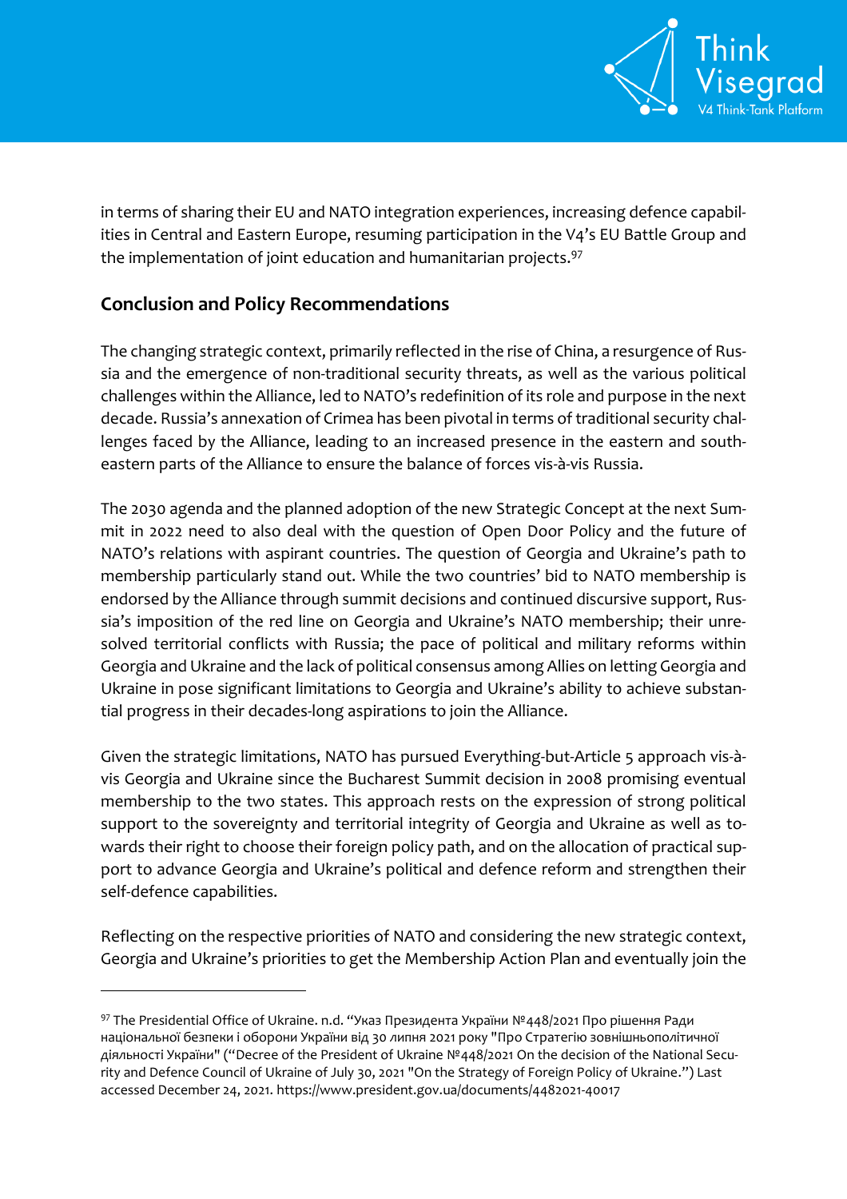in terms of sharing their EU and NATO integration experiences, increasing defence capabilities in Central and Eastern Europe, resuming participation in the V4's EU Battle Group and the implementation of joint education and humanitarian projects.[97]

## Conclusion and Policy Recommendations

The changing strategic context, primarily reflected in the rise of China, a resurgence of Russia and the emergence of non-traditional security threats, as well as the various political challenges within the Alliance, led to NATO's redefinition of its role and purpose in the next decade. Russia's annexation of Crimea has been pivotal in terms of traditional security challenges faced by the Alliance, leading to an increased presence in the eastern and south-eastern parts of the Alliance to ensure the balance of forces vis-à-vis Russia.

The 2030 agenda and the planned adoption of the new Strategic Concept at the next Summit in 2022 need to also deal with the question of Open Door Policy and the future of NATO's relations with aspirant countries. The question of Georgia and Ukraine's path to membership particularly stand out. While the two countries' bid to NATO membership is endorsed by the Alliance through summit decisions and continued discursive support, Russia's imposition of the red line on Georgia and Ukraine's NATO membership; their unresolved territorial conflicts with Russia; the pace of political and military reforms within Georgia and Ukraine and the lack of political consensus among Allies on letting Georgia and Ukraine in pose significant limitations to Georgia and Ukraine's ability to achieve substantial progress in their decades-long aspirations to join the Alliance.

Given the strategic limitations, NATO has pursued Everything-but-Article 5 approach vis-à-vis Georgia and Ukraine since the Bucharest Summit decision in 2008 promising eventual membership to the two states. This approach rests on the expression of strong political support to the sovereignty and territorial integrity of Georgia and Ukraine as well as towards their right to choose their foreign policy path, and on the allocation of practical support to advance Georgia and Ukraine's political and defence reform and strengthen their self-defence capabilities.

Reflecting on the respective priorities of NATO and considering the new strategic context, Georgia and Ukraine's priorities to get the Membership Action Plan and eventually join the

---

[97] The Presidential Office of Ukraine. n.d. "Указ Президента України №448/2021 Про рішення Ради національної безпеки і оборони України від 30 липня 2021 року "Про Стратегію зовнішньополітичної діяльності України" ("Decree of the President of Ukraine №448/2021 On the decision of the National Security and Defence Council of Ukraine of July 30, 2021 "On the Strategy of Foreign Policy of Ukraine.") Last accessed December 24, 2021. https://www.president.gov.ua/documents/4482021-40017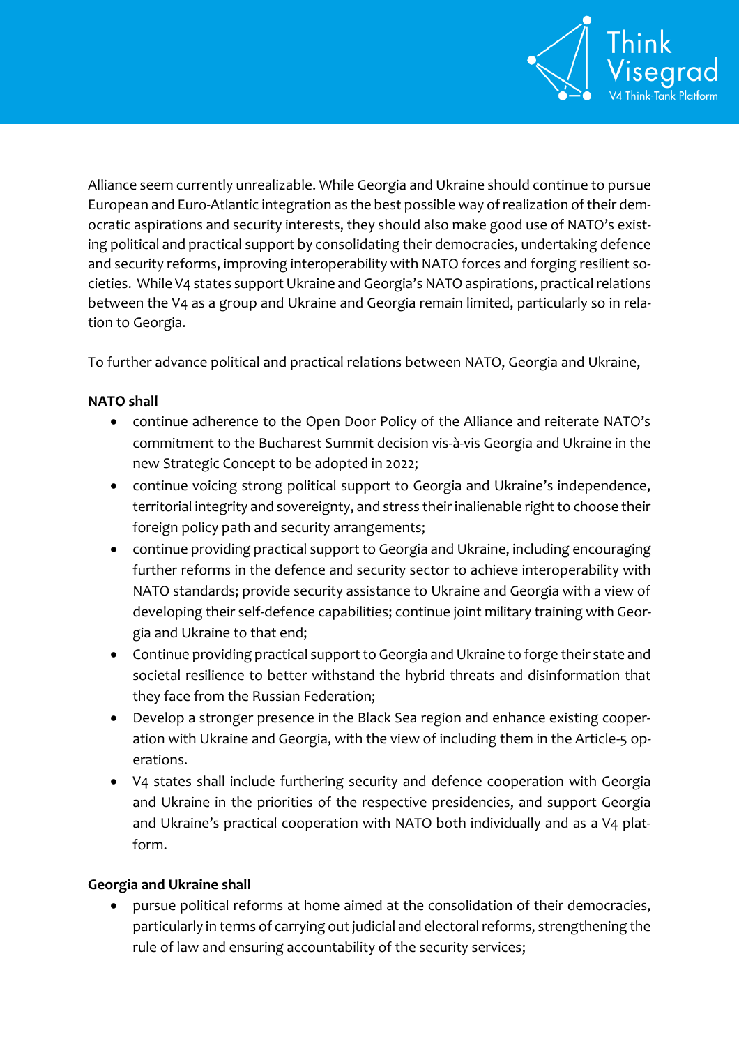Alliance seem currently unrealizable. While Georgia and Ukraine should continue to pursue European and Euro-Atlantic integration as the best possible way of realization of their democratic aspirations and security interests, they should also make good use of NATO's existing political and practical support by consolidating their democracies, undertaking defence and security reforms, improving interoperability with NATO forces and forging resilient societies. While V4 states support Ukraine and Georgia's NATO aspirations, practical relations between the V4 as a group and Ukraine and Georgia remain limited, particularly so in relation to Georgia.

To further advance political and practical relations between NATO, Georgia and Ukraine,

**NATO shall**

- continue adherence to the Open Door Policy of the Alliance and reiterate NATO's commitment to the Bucharest Summit decision vis-à-vis Georgia and Ukraine in the new Strategic Concept to be adopted in 2022;
- continue voicing strong political support to Georgia and Ukraine's independence, territorial integrity and sovereignty, and stress their inalienable right to choose their foreign policy path and security arrangements;
- continue providing practical support to Georgia and Ukraine, including encouraging further reforms in the defence and security sector to achieve interoperability with NATO standards; provide security assistance to Ukraine and Georgia with a view of developing their self-defence capabilities; continue joint military training with Georgia and Ukraine to that end;
- Continue providing practical support to Georgia and Ukraine to forge their state and societal resilience to better withstand the hybrid threats and disinformation that they face from the Russian Federation;
- Develop a stronger presence in the Black Sea region and enhance existing cooperation with Ukraine and Georgia, with the view of including them in the Article-5 operations.
- V4 states shall include furthering security and defence cooperation with Georgia and Ukraine in the priorities of the respective presidencies, and support Georgia and Ukraine's practical cooperation with NATO both individually and as a V4 platform.

**Georgia and Ukraine shall**

- pursue political reforms at home aimed at the consolidation of their democracies, particularly in terms of carrying out judicial and electoral reforms, strengthening the rule of law and ensuring accountability of the security services;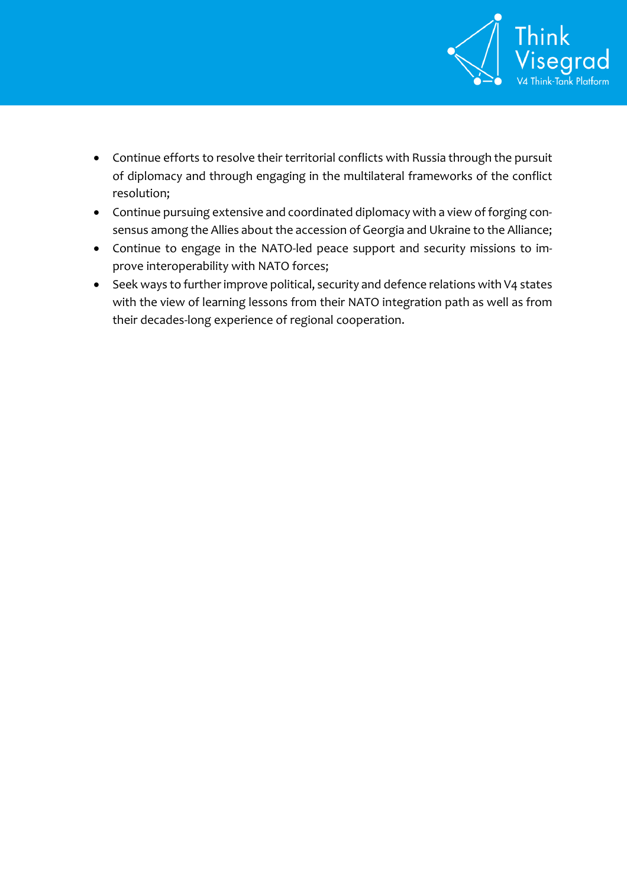- Continue efforts to resolve their territorial conflicts with Russia through the pursuit of diplomacy and through engaging in the multilateral frameworks of the conflict resolution;
- Continue pursuing extensive and coordinated diplomacy with a view of forging consensus among the Allies about the accession of Georgia and Ukraine to the Alliance;
- Continue to engage in the NATO-led peace support and security missions to improve interoperability with NATO forces;
- Seek ways to further improve political, security and defence relations with V4 states with the view of learning lessons from their NATO integration path as well as from their decades-long experience of regional cooperation.